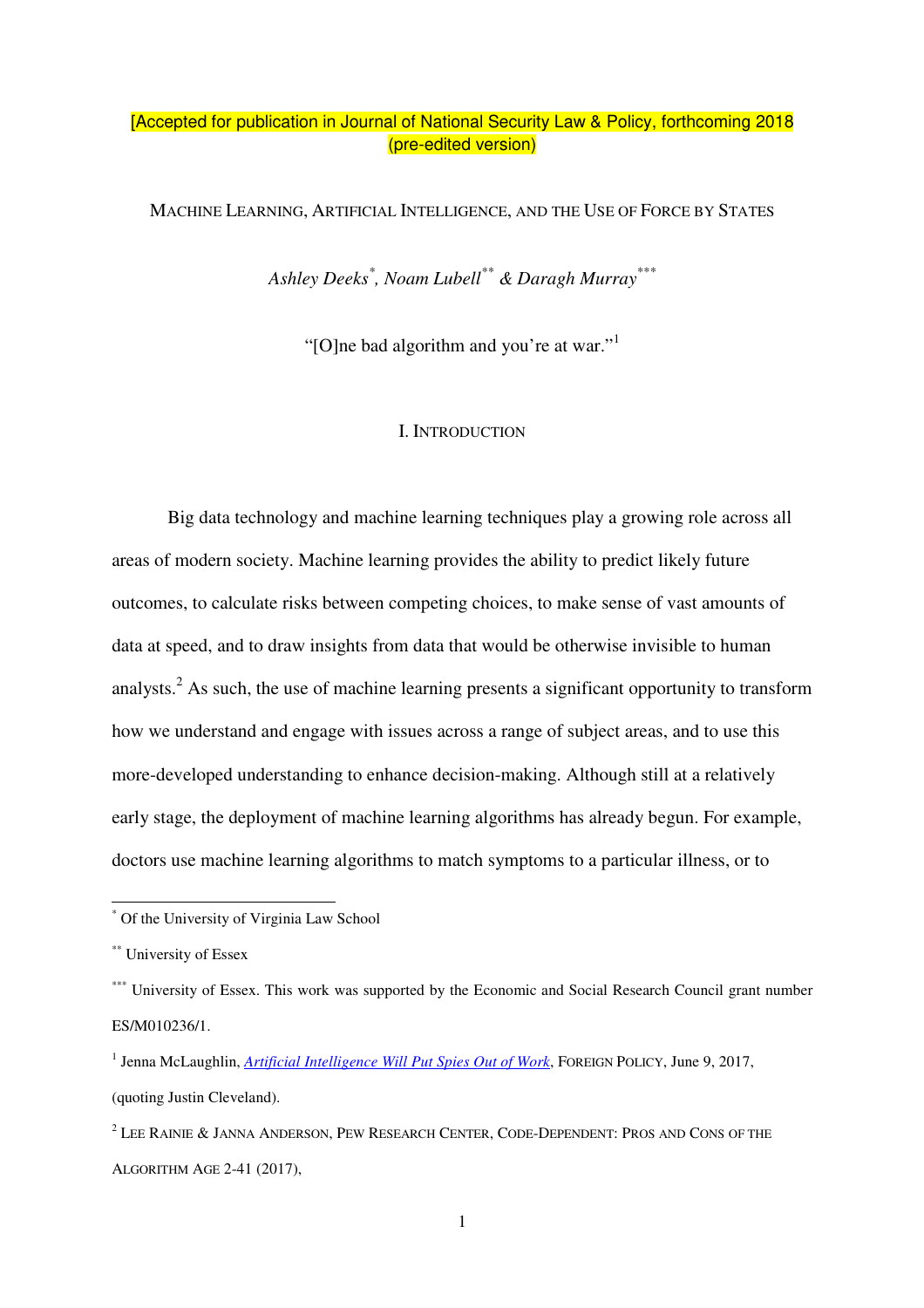[Accepted for publication in Journal of National Security Law & Policy, forthcoming 2018 (pre-edited version)]

# MACHINE LEARNING, ARTIFICIAL INTELLIGENCE, AND THE USE OF FORCE BY STATES

*Ashley Deeks*[*], *Noam Lubell*[**] *& Daragh Murray*[***]

"[O]ne bad algorithm and you're at war."[1]

## I. INTRODUCTION

Big data technology and machine learning techniques play a growing role across all areas of modern society. Machine learning provides the ability to predict likely future outcomes, to calculate risks between competing choices, to make sense of vast amounts of data at speed, and to draw insights from data that would be otherwise invisible to human analysts.[2] As such, the use of machine learning presents a significant opportunity to transform how we understand and engage with issues across a range of subject areas, and to use this more-developed understanding to enhance decision-making. Although still at a relatively early stage, the deployment of machine learning algorithms has already begun. For example, doctors use machine learning algorithms to match symptoms to a particular illness, or to

---

[*] Of the University of Virginia Law School

[**] University of Essex

[***] University of Essex. This work was supported by the Economic and Social Research Council grant number ES/M010236/1.

[1] Jenna McLaughlin, *Artificial Intelligence Will Put Spies Out of Work*, FOREIGN POLICY, June 9, 2017, (quoting Justin Cleveland).

[2] LEE RAINIE & JANNA ANDERSON, PEW RESEARCH CENTER, CODE-DEPENDENT: PROS AND CONS OF THE ALGORITHM AGE 2-41 (2017),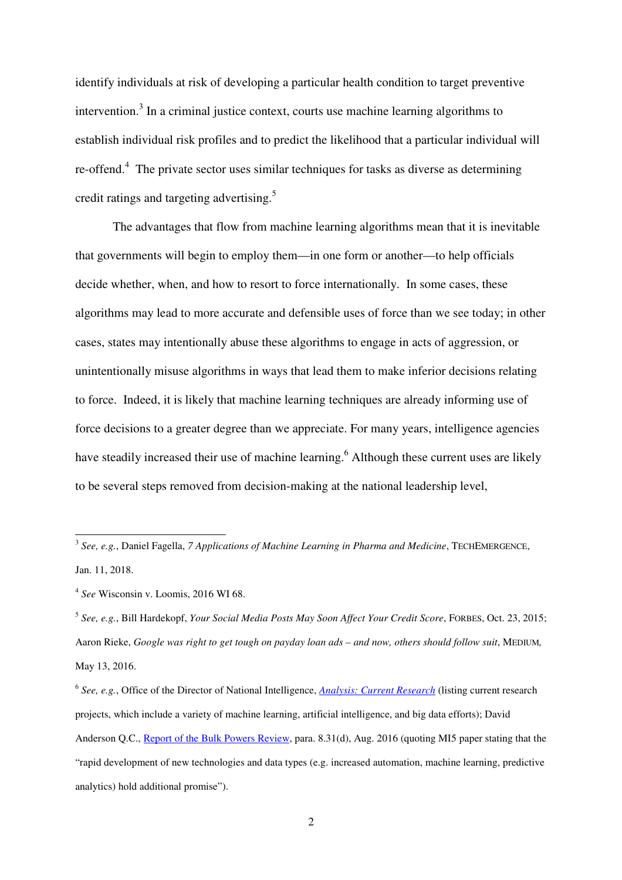identify individuals at risk of developing a particular health condition to target preventive intervention.[3] In a criminal justice context, courts use machine learning algorithms to establish individual risk profiles and to predict the likelihood that a particular individual will re-offend.[4] The private sector uses similar techniques for tasks as diverse as determining credit ratings and targeting advertising.[5]

The advantages that flow from machine learning algorithms mean that it is inevitable that governments will begin to employ them—in one form or another—to help officials decide whether, when, and how to resort to force internationally. In some cases, these algorithms may lead to more accurate and defensible uses of force than we see today; in other cases, states may intentionally abuse these algorithms to engage in acts of aggression, or unintentionally misuse algorithms in ways that lead them to make inferior decisions relating to force. Indeed, it is likely that machine learning techniques are already informing use of force decisions to a greater degree than we appreciate. For many years, intelligence agencies have steadily increased their use of machine learning.[6] Although these current uses are likely to be several steps removed from decision-making at the national leadership level,

---

[3] *See, e.g.*, Daniel Fagella, *7 Applications of Machine Learning in Pharma and Medicine*, TECHEMERGENCE, Jan. 11, 2018.

[4] *See* Wisconsin v. Loomis, 2016 WI 68.

[5] *See, e.g.*, Bill Hardekopf, *Your Social Media Posts May Soon Affect Your Credit Score*, FORBES, Oct. 23, 2015; Aaron Rieke, *Google was right to get tough on payday loan ads – and now, others should follow suit*, MEDIUM, May 13, 2016.

[6] *See, e.g.*, Office of the Director of National Intelligence, *Analysis: Current Research* (listing current research projects, which include a variety of machine learning, artificial intelligence, and big data efforts); David Anderson Q.C., Report of the Bulk Powers Review, para. 8.31(d), Aug. 2016 (quoting MI5 paper stating that the "rapid development of new technologies and data types (e.g. increased automation, machine learning, predictive analytics) hold additional promise").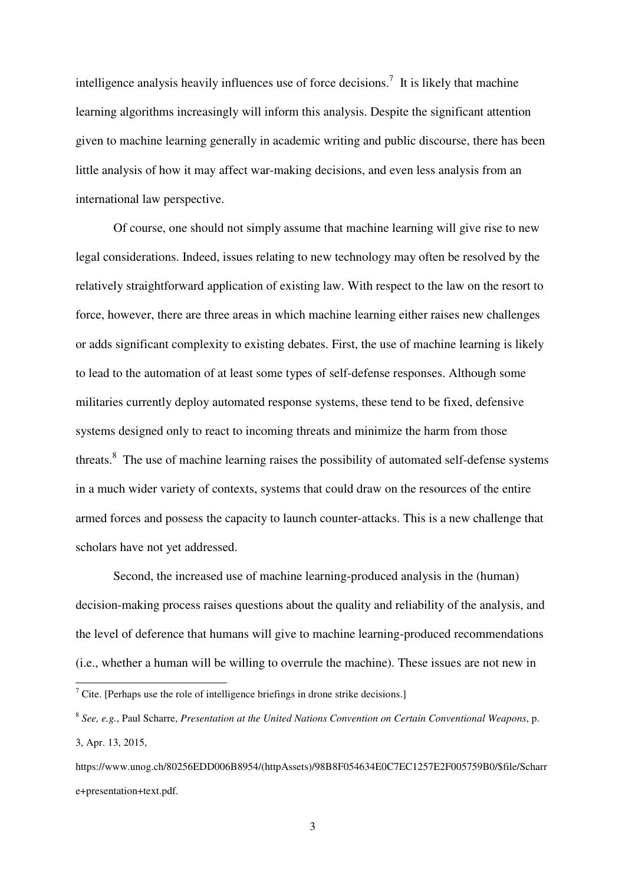intelligence analysis heavily influences use of force decisions.[7] It is likely that machine learning algorithms increasingly will inform this analysis. Despite the significant attention given to machine learning generally in academic writing and public discourse, there has been little analysis of how it may affect war-making decisions, and even less analysis from an international law perspective.

Of course, one should not simply assume that machine learning will give rise to new legal considerations. Indeed, issues relating to new technology may often be resolved by the relatively straightforward application of existing law. With respect to the law on the resort to force, however, there are three areas in which machine learning either raises new challenges or adds significant complexity to existing debates. First, the use of machine learning is likely to lead to the automation of at least some types of self-defense responses. Although some militaries currently deploy automated response systems, these tend to be fixed, defensive systems designed only to react to incoming threats and minimize the harm from those threats.[8] The use of machine learning raises the possibility of automated self-defense systems in a much wider variety of contexts, systems that could draw on the resources of the entire armed forces and possess the capacity to launch counter-attacks. This is a new challenge that scholars have not yet addressed.

Second, the increased use of machine learning-produced analysis in the (human) decision-making process raises questions about the quality and reliability of the analysis, and the level of deference that humans will give to machine learning-produced recommendations (i.e., whether a human will be willing to overrule the machine). These issues are not new in

---

[7] Cite. [Perhaps use the role of intelligence briefings in drone strike decisions.]

[8] *See, e.g.*, Paul Scharre, *Presentation at the United Nations Convention on Certain Conventional Weapons*, p. 3, Apr. 13, 2015, https://www.unog.ch/80256EDD006B8954/(httpAssets)/98B8F054634E0C7EC1257E2F005759B0/$file/Scharre+presentation+text.pdf.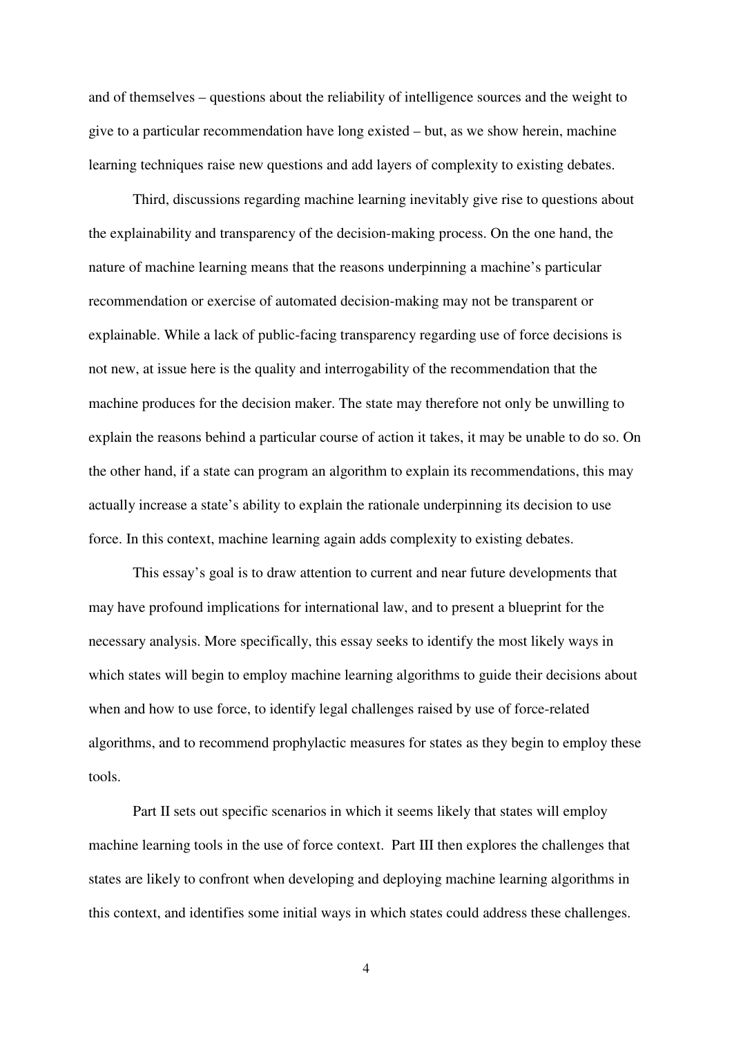and of themselves – questions about the reliability of intelligence sources and the weight to give to a particular recommendation have long existed – but, as we show herein, machine learning techniques raise new questions and add layers of complexity to existing debates.

Third, discussions regarding machine learning inevitably give rise to questions about the explainability and transparency of the decision-making process. On the one hand, the nature of machine learning means that the reasons underpinning a machine's particular recommendation or exercise of automated decision-making may not be transparent or explainable. While a lack of public-facing transparency regarding use of force decisions is not new, at issue here is the quality and interrogability of the recommendation that the machine produces for the decision maker. The state may therefore not only be unwilling to explain the reasons behind a particular course of action it takes, it may be unable to do so. On the other hand, if a state can program an algorithm to explain its recommendations, this may actually increase a state's ability to explain the rationale underpinning its decision to use force. In this context, machine learning again adds complexity to existing debates.

This essay's goal is to draw attention to current and near future developments that may have profound implications for international law, and to present a blueprint for the necessary analysis. More specifically, this essay seeks to identify the most likely ways in which states will begin to employ machine learning algorithms to guide their decisions about when and how to use force, to identify legal challenges raised by use of force-related algorithms, and to recommend prophylactic measures for states as they begin to employ these tools.

Part II sets out specific scenarios in which it seems likely that states will employ machine learning tools in the use of force context. Part III then explores the challenges that states are likely to confront when developing and deploying machine learning algorithms in this context, and identifies some initial ways in which states could address these challenges.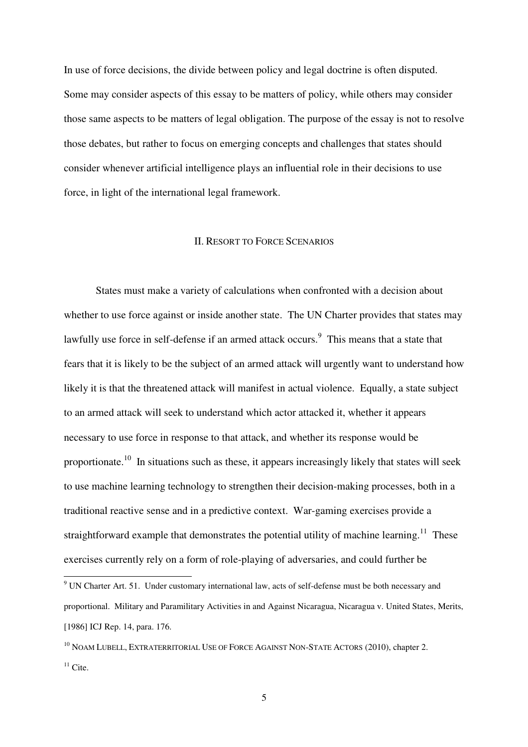In use of force decisions, the divide between policy and legal doctrine is often disputed. Some may consider aspects of this essay to be matters of policy, while others may consider those same aspects to be matters of legal obligation. The purpose of the essay is not to resolve those debates, but rather to focus on emerging concepts and challenges that states should consider whenever artificial intelligence plays an influential role in their decisions to use force, in light of the international legal framework.

## II. Resort to Force Scenarios

States must make a variety of calculations when confronted with a decision about whether to use force against or inside another state. The UN Charter provides that states may lawfully use force in self-defense if an armed attack occurs.[9] This means that a state that fears that it is likely to be the subject of an armed attack will urgently want to understand how likely it is that the threatened attack will manifest in actual violence. Equally, a state subject to an armed attack will seek to understand which actor attacked it, whether it appears necessary to use force in response to that attack, and whether its response would be proportionate.[10] In situations such as these, it appears increasingly likely that states will seek to use machine learning technology to strengthen their decision-making processes, both in a traditional reactive sense and in a predictive context. War-gaming exercises provide a straightforward example that demonstrates the potential utility of machine learning.[11] These exercises currently rely on a form of role-playing of adversaries, and could further be

[9] UN Charter Art. 51. Under customary international law, acts of self-defense must be both necessary and proportional. Military and Paramilitary Activities in and Against Nicaragua, Nicaragua v. United States, Merits, [1986] ICJ Rep. 14, para. 176.

[10] Noam Lubell, Extraterritorial Use of Force Against Non-State Actors (2010), chapter 2.

[11] Cite.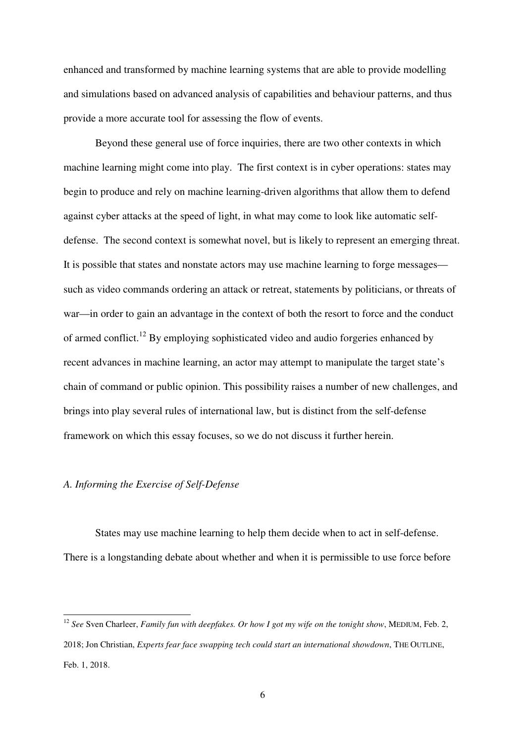enhanced and transformed by machine learning systems that are able to provide modelling and simulations based on advanced analysis of capabilities and behaviour patterns, and thus provide a more accurate tool for assessing the flow of events.

Beyond these general use of force inquiries, there are two other contexts in which machine learning might come into play. The first context is in cyber operations: states may begin to produce and rely on machine learning-driven algorithms that allow them to defend against cyber attacks at the speed of light, in what may come to look like automatic self-defense. The second context is somewhat novel, but is likely to represent an emerging threat. It is possible that states and nonstate actors may use machine learning to forge messages—such as video commands ordering an attack or retreat, statements by politicians, or threats of war—in order to gain an advantage in the context of both the resort to force and the conduct of armed conflict.[12] By employing sophisticated video and audio forgeries enhanced by recent advances in machine learning, an actor may attempt to manipulate the target state's chain of command or public opinion. This possibility raises a number of new challenges, and brings into play several rules of international law, but is distinct from the self-defense framework on which this essay focuses, so we do not discuss it further herein.

### *A. Informing the Exercise of Self-Defense*

States may use machine learning to help them decide when to act in self-defense. There is a longstanding debate about whether and when it is permissible to use force before

---

[12] *See* Sven Charleer, *Family fun with deepfakes. Or how I got my wife on the tonight show*, MEDIUM, Feb. 2, 2018; Jon Christian, *Experts fear face swapping tech could start an international showdown*, THE OUTLINE, Feb. 1, 2018.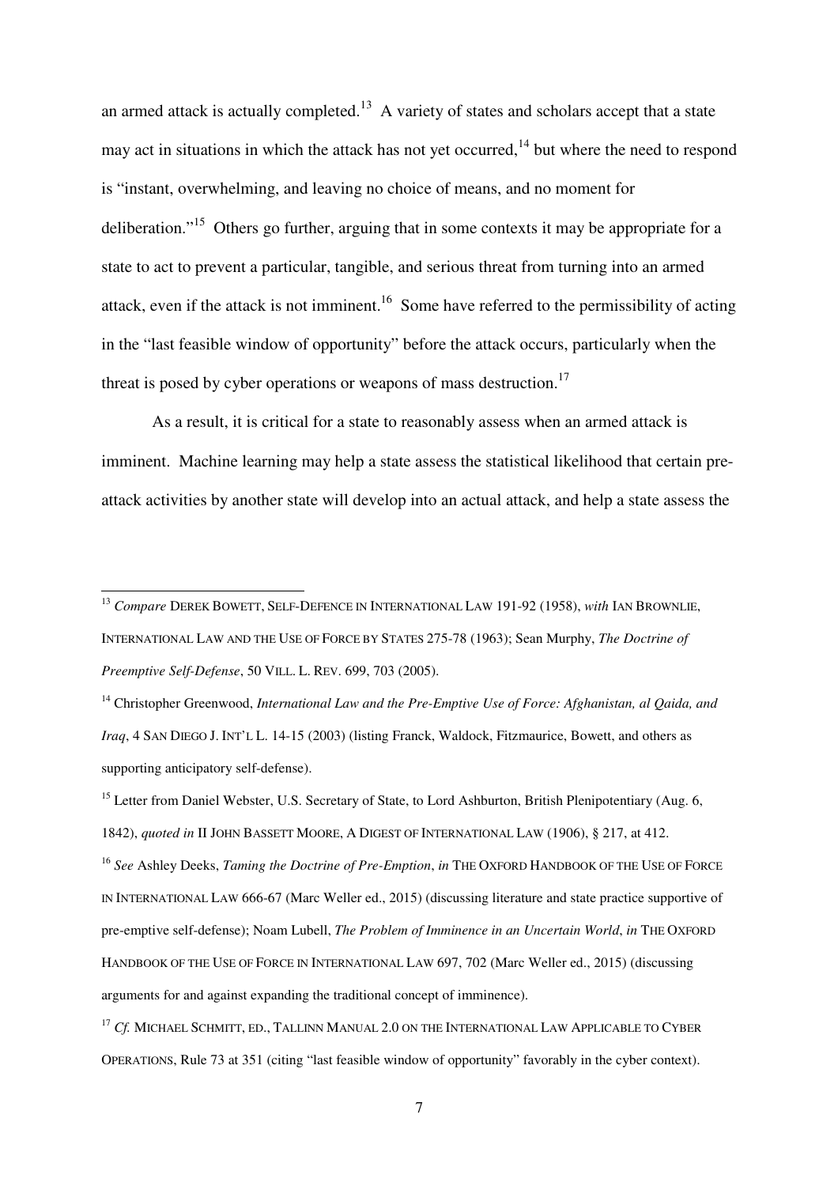an armed attack is actually completed.[13] A variety of states and scholars accept that a state may act in situations in which the attack has not yet occurred,[14] but where the need to respond is "instant, overwhelming, and leaving no choice of means, and no moment for deliberation."[15] Others go further, arguing that in some contexts it may be appropriate for a state to act to prevent a particular, tangible, and serious threat from turning into an armed attack, even if the attack is not imminent.[16] Some have referred to the permissibility of acting in the "last feasible window of opportunity" before the attack occurs, particularly when the threat is posed by cyber operations or weapons of mass destruction.[17]

As a result, it is critical for a state to reasonably assess when an armed attack is imminent. Machine learning may help a state assess the statistical likelihood that certain pre-attack activities by another state will develop into an actual attack, and help a state assess the

---

[13] *Compare* DEREK BOWETT, SELF-DEFENCE IN INTERNATIONAL LAW 191-92 (1958), *with* IAN BROWNLIE, INTERNATIONAL LAW AND THE USE OF FORCE BY STATES 275-78 (1963); Sean Murphy, *The Doctrine of Preemptive Self-Defense*, 50 VILL. L. REV. 699, 703 (2005).

[14] Christopher Greenwood, *International Law and the Pre-Emptive Use of Force: Afghanistan, al Qaida, and Iraq*, 4 SAN DIEGO J. INT'L L. 14-15 (2003) (listing Franck, Waldock, Fitzmaurice, Bowett, and others as supporting anticipatory self-defense).

[15] Letter from Daniel Webster, U.S. Secretary of State, to Lord Ashburton, British Plenipotentiary (Aug. 6, 1842), *quoted in* II JOHN BASSETT MOORE, A DIGEST OF INTERNATIONAL LAW (1906), § 217, at 412.

[16] *See* Ashley Deeks, *Taming the Doctrine of Pre-Emption*, *in* THE OXFORD HANDBOOK OF THE USE OF FORCE IN INTERNATIONAL LAW 666-67 (Marc Weller ed., 2015) (discussing literature and state practice supportive of pre-emptive self-defense); Noam Lubell, *The Problem of Imminence in an Uncertain World*, *in* THE OXFORD HANDBOOK OF THE USE OF FORCE IN INTERNATIONAL LAW 697, 702 (Marc Weller ed., 2015) (discussing arguments for and against expanding the traditional concept of imminence).

[17] *Cf.* MICHAEL SCHMITT, ED., TALLINN MANUAL 2.0 ON THE INTERNATIONAL LAW APPLICABLE TO CYBER OPERATIONS, Rule 73 at 351 (citing "last feasible window of opportunity" favorably in the cyber context).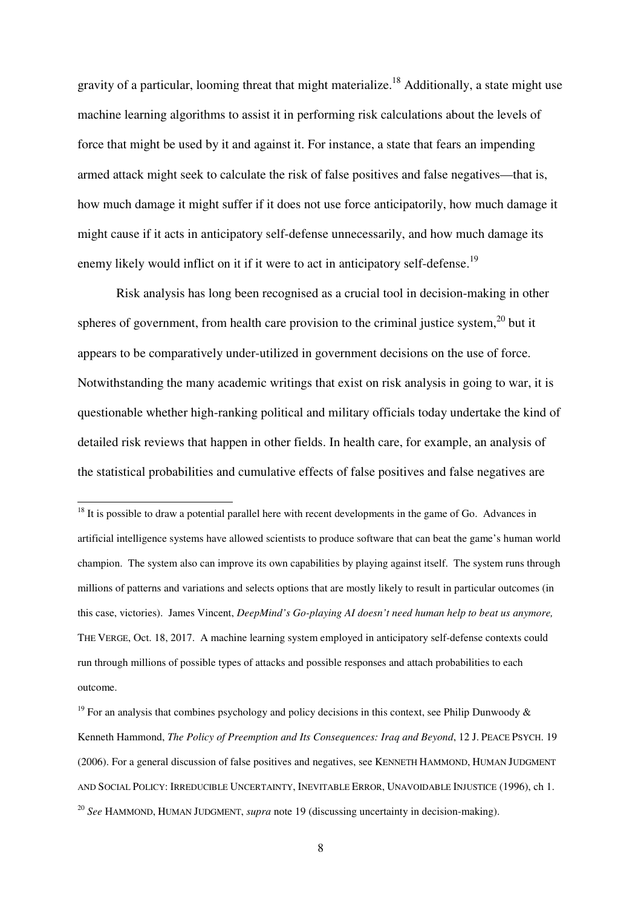gravity of a particular, looming threat that might materialize.[18] Additionally, a state might use machine learning algorithms to assist it in performing risk calculations about the levels of force that might be used by it and against it. For instance, a state that fears an impending armed attack might seek to calculate the risk of false positives and false negatives—that is, how much damage it might suffer if it does not use force anticipatorily, how much damage it might cause if it acts in anticipatory self-defense unnecessarily, and how much damage its enemy likely would inflict on it if it were to act in anticipatory self-defense.[19]

Risk analysis has long been recognised as a crucial tool in decision-making in other spheres of government, from health care provision to the criminal justice system,[20] but it appears to be comparatively under-utilized in government decisions on the use of force. Notwithstanding the many academic writings that exist on risk analysis in going to war, it is questionable whether high-ranking political and military officials today undertake the kind of detailed risk reviews that happen in other fields. In health care, for example, an analysis of the statistical probabilities and cumulative effects of false positives and false negatives are

---

[18] It is possible to draw a potential parallel here with recent developments in the game of Go. Advances in artificial intelligence systems have allowed scientists to produce software that can beat the game's human world champion. The system also can improve its own capabilities by playing against itself. The system runs through millions of patterns and variations and selects options that are mostly likely to result in particular outcomes (in this case, victories). James Vincent, *DeepMind's Go-playing AI doesn't need human help to beat us anymore,* THE VERGE, Oct. 18, 2017. A machine learning system employed in anticipatory self-defense contexts could run through millions of possible types of attacks and possible responses and attach probabilities to each outcome.

[19] For an analysis that combines psychology and policy decisions in this context, see Philip Dunwoody & Kenneth Hammond, *The Policy of Preemption and Its Consequences: Iraq and Beyond*, 12 J. PEACE PSYCH. 19 (2006). For a general discussion of false positives and negatives, see KENNETH HAMMOND, HUMAN JUDGMENT AND SOCIAL POLICY: IRREDUCIBLE UNCERTAINTY, INEVITABLE ERROR, UNAVOIDABLE INJUSTICE (1996), ch 1.

[20] *See* HAMMOND, HUMAN JUDGMENT, *supra* note 19 (discussing uncertainty in decision-making).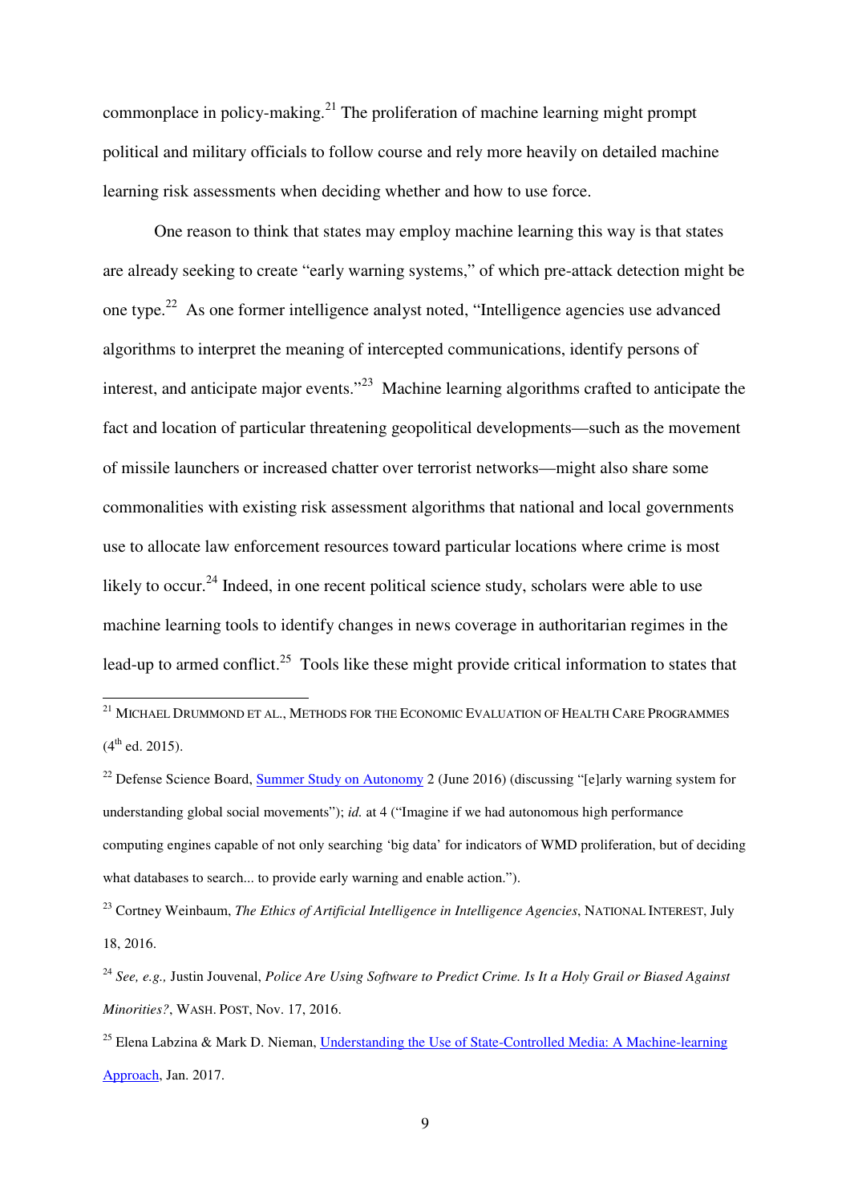commonplace in policy-making.[21] The proliferation of machine learning might prompt political and military officials to follow course and rely more heavily on detailed machine learning risk assessments when deciding whether and how to use force.

One reason to think that states may employ machine learning this way is that states are already seeking to create "early warning systems," of which pre-attack detection might be one type.[22] As one former intelligence analyst noted, "Intelligence agencies use advanced algorithms to interpret the meaning of intercepted communications, identify persons of interest, and anticipate major events."[23] Machine learning algorithms crafted to anticipate the fact and location of particular threatening geopolitical developments—such as the movement of missile launchers or increased chatter over terrorist networks—might also share some commonalities with existing risk assessment algorithms that national and local governments use to allocate law enforcement resources toward particular locations where crime is most likely to occur.[24] Indeed, in one recent political science study, scholars were able to use machine learning tools to identify changes in news coverage in authoritarian regimes in the lead-up to armed conflict.[25] Tools like these might provide critical information to states that

---

[21] MICHAEL DRUMMOND ET AL., METHODS FOR THE ECONOMIC EVALUATION OF HEALTH CARE PROGRAMMES (4th ed. 2015).

[22] Defense Science Board, [Summer Study on Autonomy]() 2 (June 2016) (discussing "[e]arly warning system for understanding global social movements"); *id.* at 4 ("Imagine if we had autonomous high performance computing engines capable of not only searching 'big data' for indicators of WMD proliferation, but of deciding what databases to search... to provide early warning and enable action.").

[23] Cortney Weinbaum, *The Ethics of Artificial Intelligence in Intelligence Agencies*, NATIONAL INTEREST, July 18, 2016.

[24] *See, e.g.,* Justin Jouvenal, *Police Are Using Software to Predict Crime. Is It a Holy Grail or Biased Against Minorities?*, WASH. POST, Nov. 17, 2016.

[25] Elena Labzina & Mark D. Nieman, [Understanding the Use of State-Controlled Media: A Machine-learning Approach](), Jan. 2017.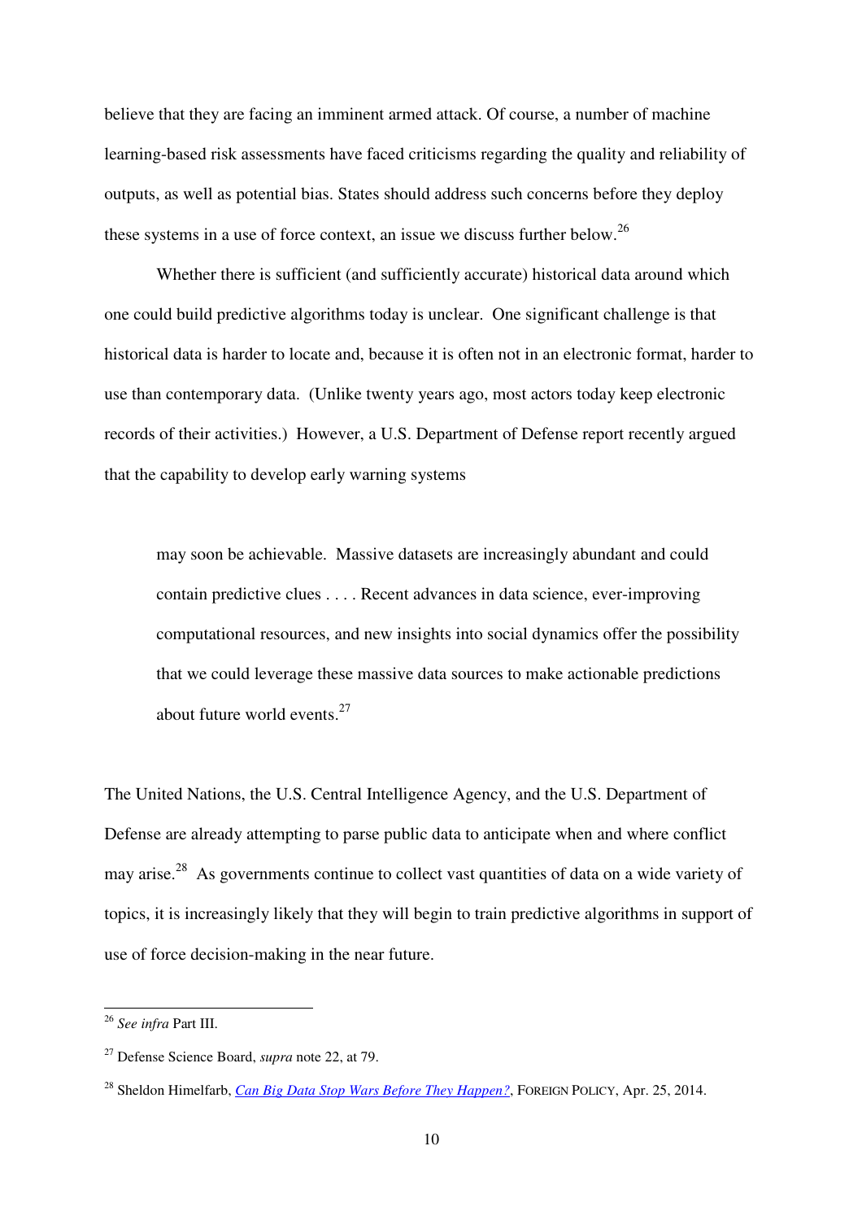believe that they are facing an imminent armed attack. Of course, a number of machine learning-based risk assessments have faced criticisms regarding the quality and reliability of outputs, as well as potential bias. States should address such concerns before they deploy these systems in a use of force context, an issue we discuss further below.[26]

Whether there is sufficient (and sufficiently accurate) historical data around which one could build predictive algorithms today is unclear. One significant challenge is that historical data is harder to locate and, because it is often not in an electronic format, harder to use than contemporary data. (Unlike twenty years ago, most actors today keep electronic records of their activities.) However, a U.S. Department of Defense report recently argued that the capability to develop early warning systems

> may soon be achievable. Massive datasets are increasingly abundant and could contain predictive clues . . . . Recent advances in data science, ever-improving computational resources, and new insights into social dynamics offer the possibility that we could leverage these massive data sources to make actionable predictions about future world events.[27]

The United Nations, the U.S. Central Intelligence Agency, and the U.S. Department of Defense are already attempting to parse public data to anticipate when and where conflict may arise.[28] As governments continue to collect vast quantities of data on a wide variety of topics, it is increasingly likely that they will begin to train predictive algorithms in support of use of force decision-making in the near future.

---

[26] *See infra* Part III.

[27] Defense Science Board, *supra* note 22, at 79.

[28] Sheldon Himelfarb, *Can Big Data Stop Wars Before They Happen?*, FOREIGN POLICY, Apr. 25, 2014.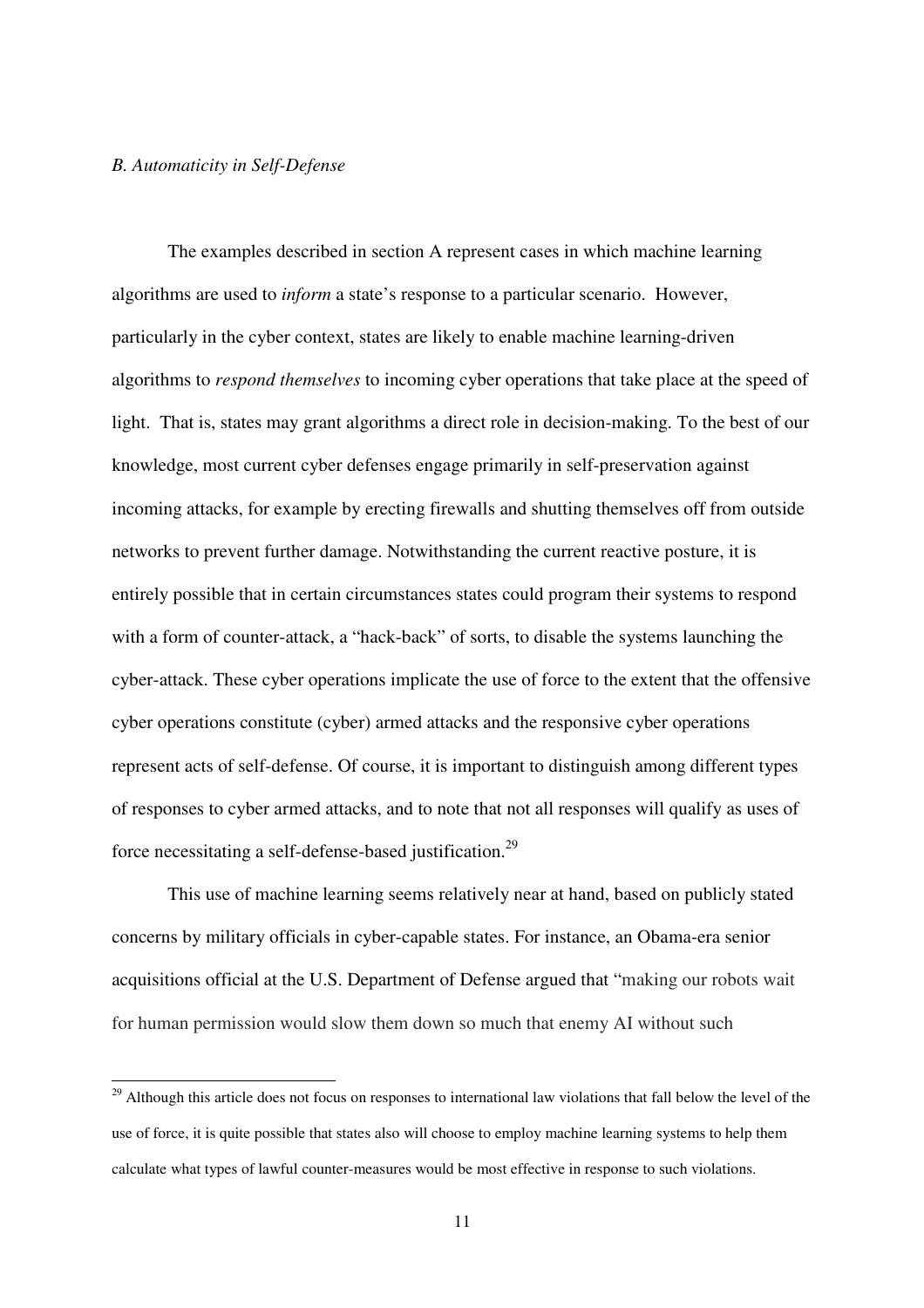### *B. Automaticity in Self-Defense*

The examples described in section A represent cases in which machine learning algorithms are used to *inform* a state's response to a particular scenario. However, particularly in the cyber context, states are likely to enable machine learning-driven algorithms to *respond themselves* to incoming cyber operations that take place at the speed of light. That is, states may grant algorithms a direct role in decision-making. To the best of our knowledge, most current cyber defenses engage primarily in self-preservation against incoming attacks, for example by erecting firewalls and shutting themselves off from outside networks to prevent further damage. Notwithstanding the current reactive posture, it is entirely possible that in certain circumstances states could program their systems to respond with a form of counter-attack, a "hack-back" of sorts, to disable the systems launching the cyber-attack. These cyber operations implicate the use of force to the extent that the offensive cyber operations constitute (cyber) armed attacks and the responsive cyber operations represent acts of self-defense. Of course, it is important to distinguish among different types of responses to cyber armed attacks, and to note that not all responses will qualify as uses of force necessitating a self-defense-based justification.[29]

This use of machine learning seems relatively near at hand, based on publicly stated concerns by military officials in cyber-capable states. For instance, an Obama-era senior acquisitions official at the U.S. Department of Defense argued that "making our robots wait for human permission would slow them down so much that enemy AI without such

---

[29] Although this article does not focus on responses to international law violations that fall below the level of the use of force, it is quite possible that states also will choose to employ machine learning systems to help them calculate what types of lawful counter-measures would be most effective in response to such violations.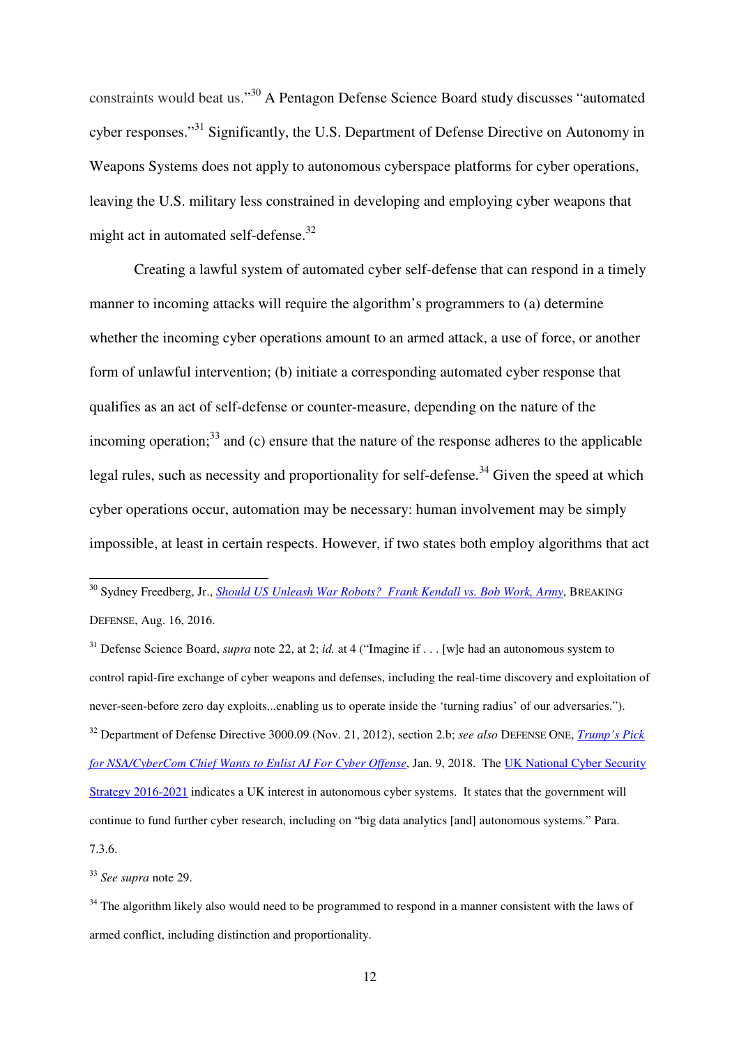constraints would beat us."[30] A Pentagon Defense Science Board study discusses "automated cyber responses."[31] Significantly, the U.S. Department of Defense Directive on Autonomy in Weapons Systems does not apply to autonomous cyberspace platforms for cyber operations, leaving the U.S. military less constrained in developing and employing cyber weapons that might act in automated self-defense.[32]

Creating a lawful system of automated cyber self-defense that can respond in a timely manner to incoming attacks will require the algorithm's programmers to (a) determine whether the incoming cyber operations amount to an armed attack, a use of force, or another form of unlawful intervention; (b) initiate a corresponding automated cyber response that qualifies as an act of self-defense or counter-measure, depending on the nature of the incoming operation;[33] and (c) ensure that the nature of the response adheres to the applicable legal rules, such as necessity and proportionality for self-defense.[34] Given the speed at which cyber operations occur, automation may be necessary: human involvement may be simply impossible, at least in certain respects. However, if two states both employ algorithms that act

---

[30] Sydney Freedberg, Jr., *Should US Unleash War Robots? Frank Kendall vs. Bob Work, Army*, BREAKING DEFENSE, Aug. 16, 2016.

[31] Defense Science Board, *supra* note 22, at 2; *id.* at 4 ("Imagine if . . . [w]e had an autonomous system to control rapid-fire exchange of cyber weapons and defenses, including the real-time discovery and exploitation of never-seen-before zero day exploits...enabling us to operate inside the 'turning radius' of our adversaries.").

[32] Department of Defense Directive 3000.09 (Nov. 21, 2012), section 2.b; *see also* DEFENSE ONE, *Trump's Pick for NSA/CyberCom Chief Wants to Enlist AI For Cyber Offense*, Jan. 9, 2018. The UK National Cyber Security Strategy 2016-2021 indicates a UK interest in autonomous cyber systems. It states that the government will continue to fund further cyber research, including on "big data analytics [and] autonomous systems." Para. 7.3.6.

[33] *See supra* note 29.

[34] The algorithm likely also would need to be programmed to respond in a manner consistent with the laws of armed conflict, including distinction and proportionality.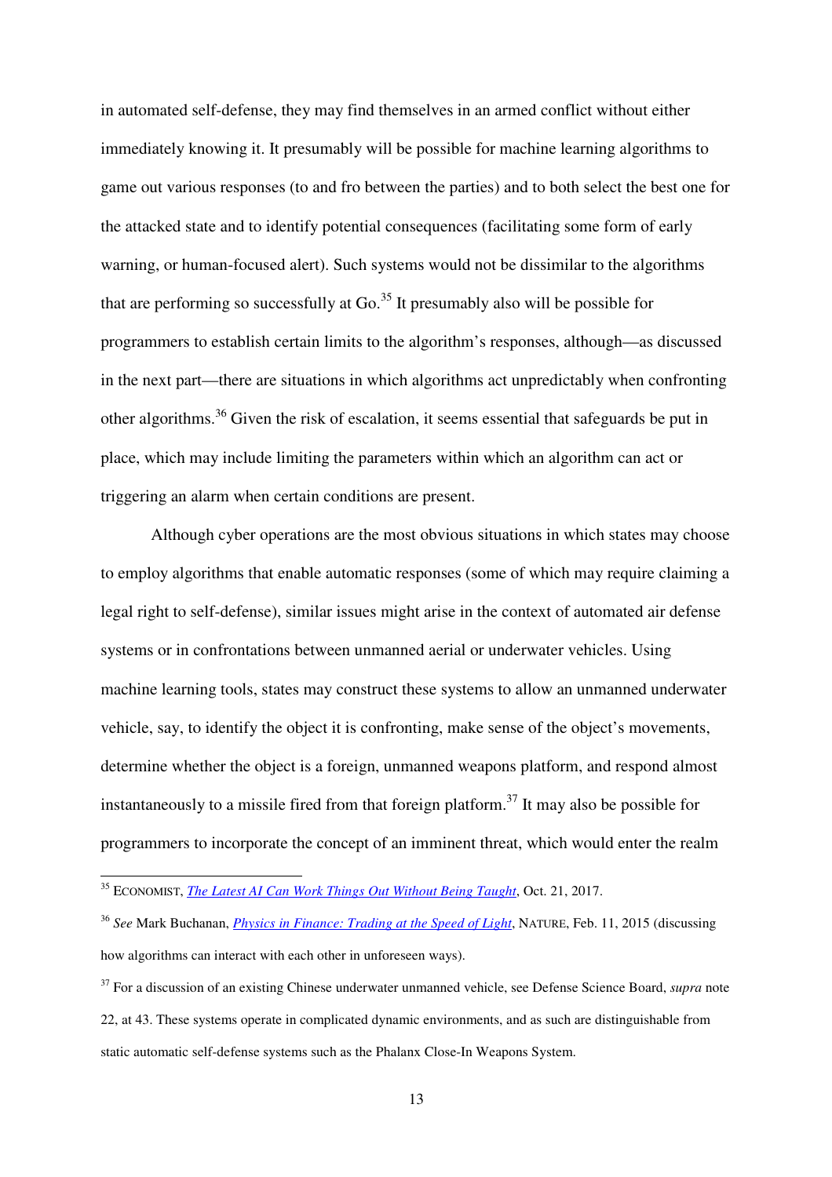in automated self-defense, they may find themselves in an armed conflict without either immediately knowing it. It presumably will be possible for machine learning algorithms to game out various responses (to and fro between the parties) and to both select the best one for the attacked state and to identify potential consequences (facilitating some form of early warning, or human-focused alert). Such systems would not be dissimilar to the algorithms that are performing so successfully at Go.[35] It presumably also will be possible for programmers to establish certain limits to the algorithm's responses, although—as discussed in the next part—there are situations in which algorithms act unpredictably when confronting other algorithms.[36] Given the risk of escalation, it seems essential that safeguards be put in place, which may include limiting the parameters within which an algorithm can act or triggering an alarm when certain conditions are present.

Although cyber operations are the most obvious situations in which states may choose to employ algorithms that enable automatic responses (some of which may require claiming a legal right to self-defense), similar issues might arise in the context of automated air defense systems or in confrontations between unmanned aerial or underwater vehicles. Using machine learning tools, states may construct these systems to allow an unmanned underwater vehicle, say, to identify the object it is confronting, make sense of the object's movements, determine whether the object is a foreign, unmanned weapons platform, and respond almost instantaneously to a missile fired from that foreign platform.[37] It may also be possible for programmers to incorporate the concept of an imminent threat, which would enter the realm

---

[35] ECONOMIST, *The Latest AI Can Work Things Out Without Being Taught*, Oct. 21, 2017.

[36] *See* Mark Buchanan, *Physics in Finance: Trading at the Speed of Light*, NATURE, Feb. 11, 2015 (discussing how algorithms can interact with each other in unforeseen ways).

[37] For a discussion of an existing Chinese underwater unmanned vehicle, see Defense Science Board, *supra* note 22, at 43. These systems operate in complicated dynamic environments, and as such are distinguishable from static automatic self-defense systems such as the Phalanx Close-In Weapons System.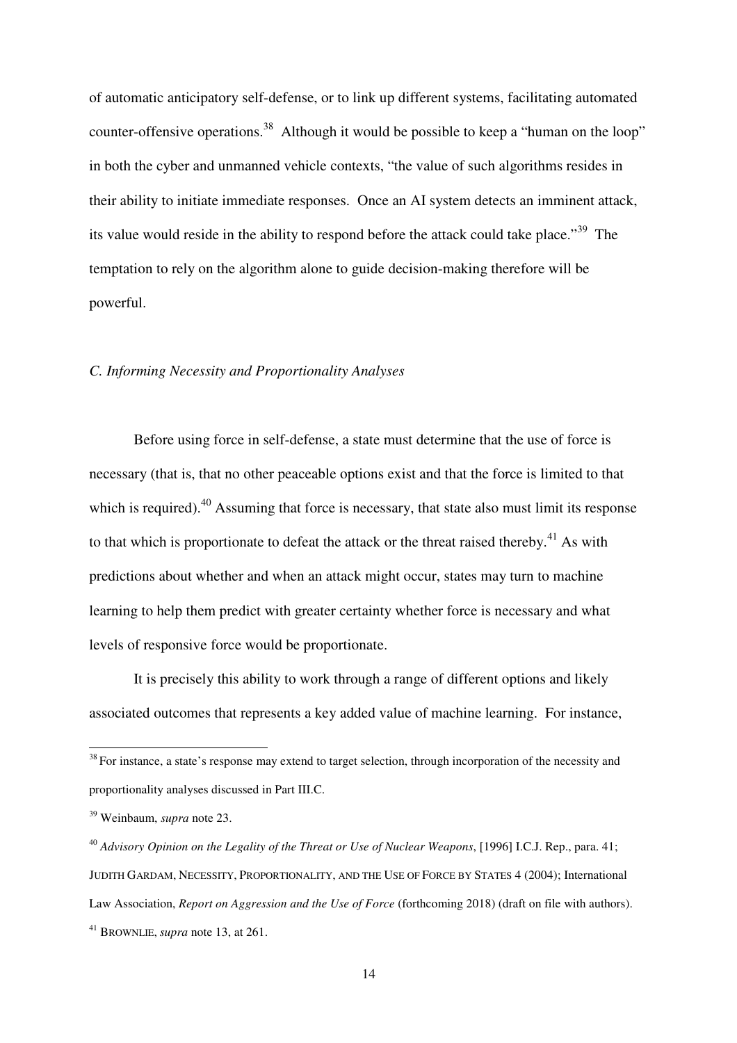of automatic anticipatory self-defense, or to link up different systems, facilitating automated counter-offensive operations.[38] Although it would be possible to keep a "human on the loop" in both the cyber and unmanned vehicle contexts, "the value of such algorithms resides in their ability to initiate immediate responses. Once an AI system detects an imminent attack, its value would reside in the ability to respond before the attack could take place."[39] The temptation to rely on the algorithm alone to guide decision-making therefore will be powerful.

### *C. Informing Necessity and Proportionality Analyses*

Before using force in self-defense, a state must determine that the use of force is necessary (that is, that no other peaceable options exist and that the force is limited to that which is required).[40] Assuming that force is necessary, that state also must limit its response to that which is proportionate to defeat the attack or the threat raised thereby.[41] As with predictions about whether and when an attack might occur, states may turn to machine learning to help them predict with greater certainty whether force is necessary and what levels of responsive force would be proportionate.

It is precisely this ability to work through a range of different options and likely associated outcomes that represents a key added value of machine learning. For instance,

---

[38] For instance, a state's response may extend to target selection, through incorporation of the necessity and proportionality analyses discussed in Part III.C.

[39] Weinbaum, *supra* note 23.

[40] *Advisory Opinion on the Legality of the Threat or Use of Nuclear Weapons*, [1996] I.C.J. Rep., para. 41; JUDITH GARDAM, NECESSITY, PROPORTIONALITY, AND THE USE OF FORCE BY STATES 4 (2004); International Law Association, *Report on Aggression and the Use of Force* (forthcoming 2018) (draft on file with authors).

[41] BROWNLIE, *supra* note 13, at 261.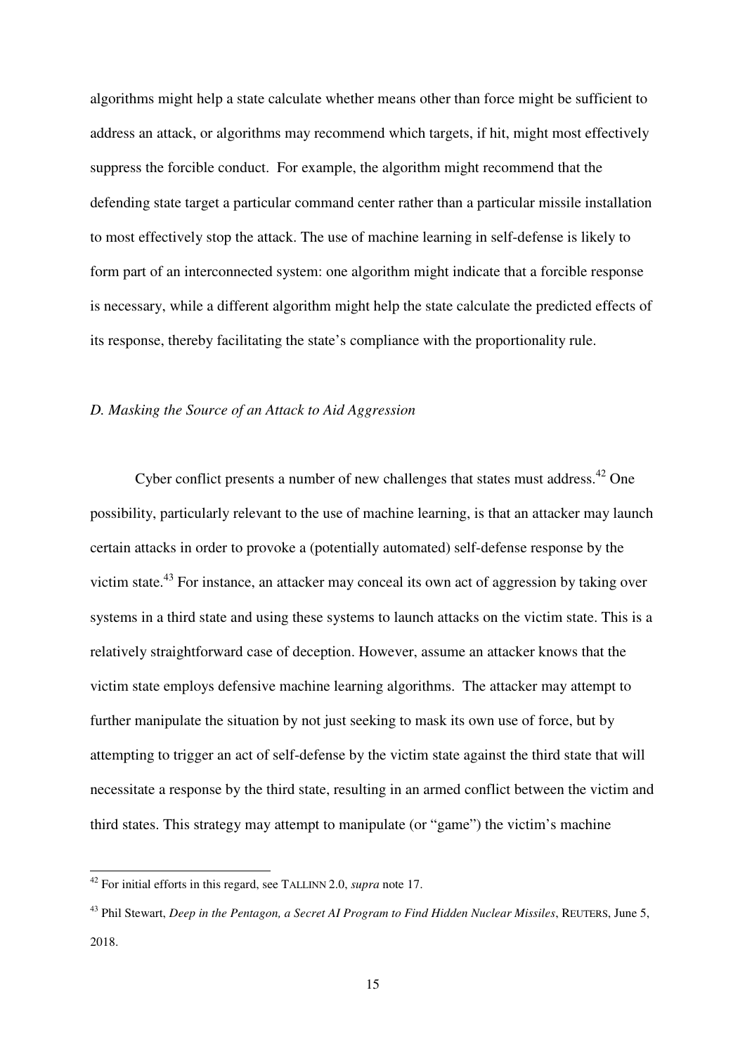algorithms might help a state calculate whether means other than force might be sufficient to address an attack, or algorithms may recommend which targets, if hit, might most effectively suppress the forcible conduct. For example, the algorithm might recommend that the defending state target a particular command center rather than a particular missile installation to most effectively stop the attack. The use of machine learning in self-defense is likely to form part of an interconnected system: one algorithm might indicate that a forcible response is necessary, while a different algorithm might help the state calculate the predicted effects of its response, thereby facilitating the state's compliance with the proportionality rule.

### *D. Masking the Source of an Attack to Aid Aggression*

Cyber conflict presents a number of new challenges that states must address.[42] One possibility, particularly relevant to the use of machine learning, is that an attacker may launch certain attacks in order to provoke a (potentially automated) self-defense response by the victim state.[43] For instance, an attacker may conceal its own act of aggression by taking over systems in a third state and using these systems to launch attacks on the victim state. This is a relatively straightforward case of deception. However, assume an attacker knows that the victim state employs defensive machine learning algorithms. The attacker may attempt to further manipulate the situation by not just seeking to mask its own use of force, but by attempting to trigger an act of self-defense by the victim state against the third state that will necessitate a response by the third state, resulting in an armed conflict between the victim and third states. This strategy may attempt to manipulate (or "game") the victim's machine

---

[42] For initial efforts in this regard, see TALLINN 2.0, *supra* note 17.

[43] Phil Stewart, *Deep in the Pentagon, a Secret AI Program to Find Hidden Nuclear Missiles*, REUTERS, June 5, 2018.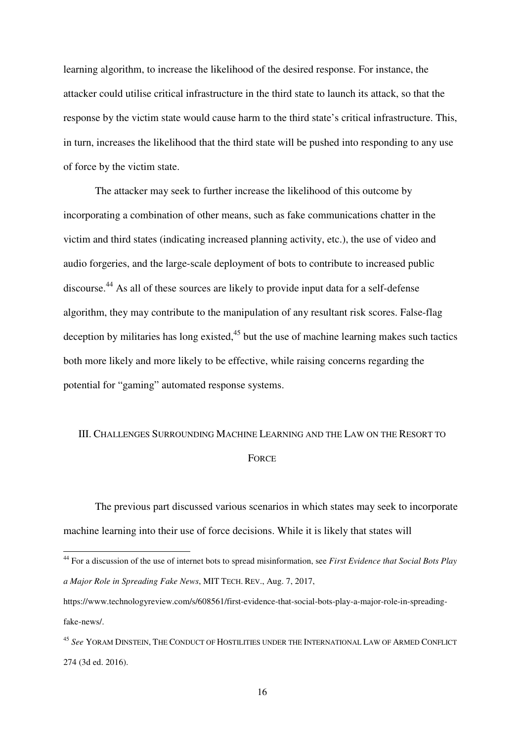learning algorithm, to increase the likelihood of the desired response. For instance, the attacker could utilise critical infrastructure in the third state to launch its attack, so that the response by the victim state would cause harm to the third state's critical infrastructure. This, in turn, increases the likelihood that the third state will be pushed into responding to any use of force by the victim state.

The attacker may seek to further increase the likelihood of this outcome by incorporating a combination of other means, such as fake communications chatter in the victim and third states (indicating increased planning activity, etc.), the use of video and audio forgeries, and the large-scale deployment of bots to contribute to increased public discourse.[44] As all of these sources are likely to provide input data for a self-defense algorithm, they may contribute to the manipulation of any resultant risk scores. False-flag deception by militaries has long existed,[45] but the use of machine learning makes such tactics both more likely and more likely to be effective, while raising concerns regarding the potential for "gaming" automated response systems.

## III. CHALLENGES SURROUNDING MACHINE LEARNING AND THE LAW ON THE RESORT TO FORCE

The previous part discussed various scenarios in which states may seek to incorporate machine learning into their use of force decisions. While it is likely that states will

---

[44] For a discussion of the use of internet bots to spread misinformation, see *First Evidence that Social Bots Play a Major Role in Spreading Fake News*, MIT TECH. REV., Aug. 7, 2017, https://www.technologyreview.com/s/608561/first-evidence-that-social-bots-play-a-major-role-in-spreading-fake-news/.

[45] *See* YORAM DINSTEIN, THE CONDUCT OF HOSTILITIES UNDER THE INTERNATIONAL LAW OF ARMED CONFLICT 274 (3d ed. 2016).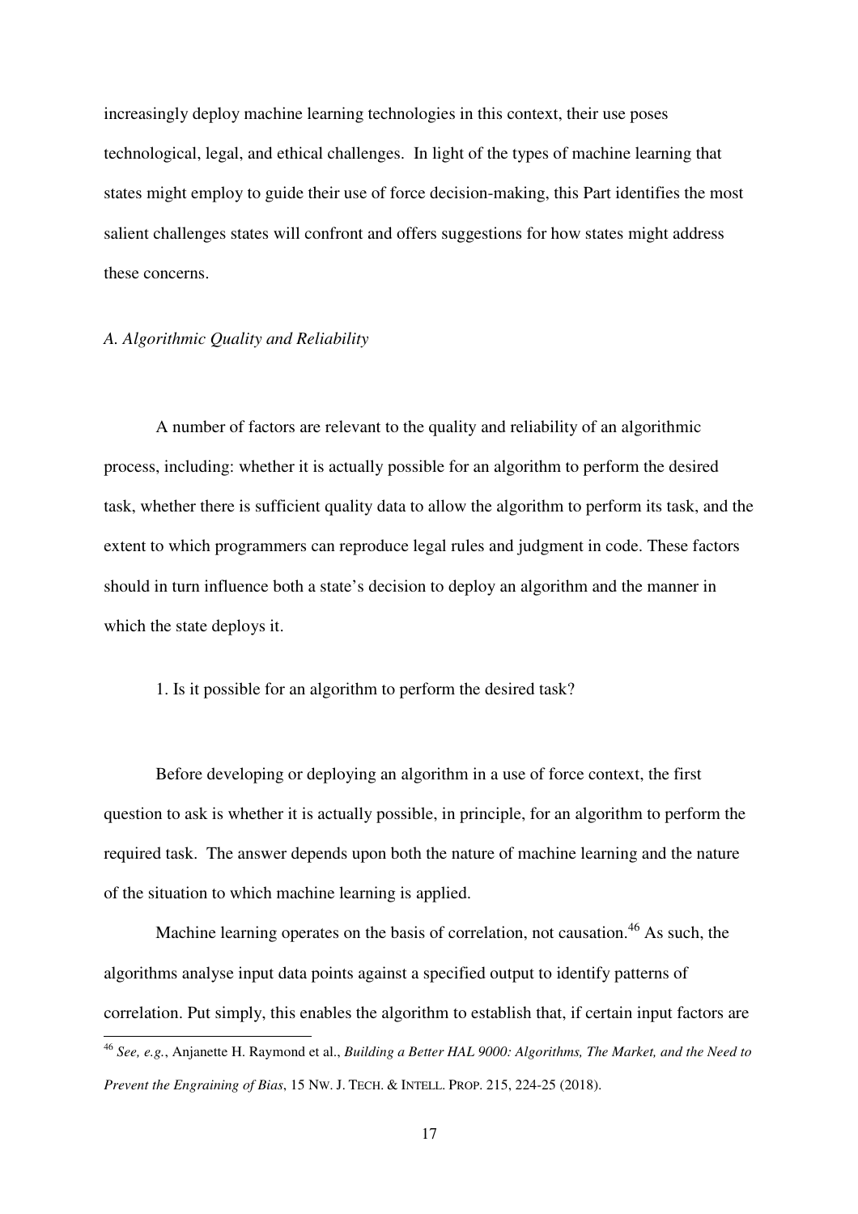increasingly deploy machine learning technologies in this context, their use poses technological, legal, and ethical challenges. In light of the types of machine learning that states might employ to guide their use of force decision-making, this Part identifies the most salient challenges states will confront and offers suggestions for how states might address these concerns.

### *A. Algorithmic Quality and Reliability*

A number of factors are relevant to the quality and reliability of an algorithmic process, including: whether it is actually possible for an algorithm to perform the desired task, whether there is sufficient quality data to allow the algorithm to perform its task, and the extent to which programmers can reproduce legal rules and judgment in code. These factors should in turn influence both a state's decision to deploy an algorithm and the manner in which the state deploys it.

#### 1. Is it possible for an algorithm to perform the desired task?

Before developing or deploying an algorithm in a use of force context, the first question to ask is whether it is actually possible, in principle, for an algorithm to perform the required task. The answer depends upon both the nature of machine learning and the nature of the situation to which machine learning is applied.

Machine learning operates on the basis of correlation, not causation.[46] As such, the algorithms analyse input data points against a specified output to identify patterns of correlation. Put simply, this enables the algorithm to establish that, if certain input factors are

---

[46] *See, e.g.*, Anjanette H. Raymond et al., *Building a Better HAL 9000: Algorithms, The Market, and the Need to Prevent the Engraining of Bias*, 15 NW. J. TECH. & INTELL. PROP. 215, 224-25 (2018).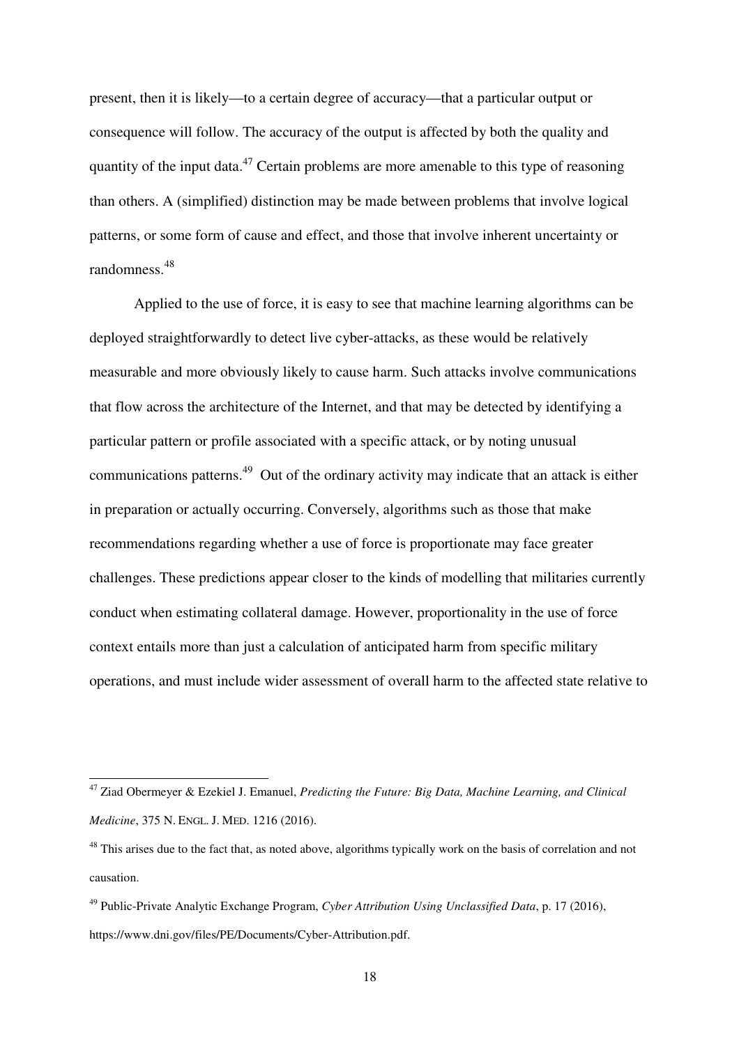present, then it is likely—to a certain degree of accuracy—that a particular output or consequence will follow. The accuracy of the output is affected by both the quality and quantity of the input data.[47] Certain problems are more amenable to this type of reasoning than others. A (simplified) distinction may be made between problems that involve logical patterns, or some form of cause and effect, and those that involve inherent uncertainty or randomness.[48]

Applied to the use of force, it is easy to see that machine learning algorithms can be deployed straightforwardly to detect live cyber-attacks, as these would be relatively measurable and more obviously likely to cause harm. Such attacks involve communications that flow across the architecture of the Internet, and that may be detected by identifying a particular pattern or profile associated with a specific attack, or by noting unusual communications patterns.[49] Out of the ordinary activity may indicate that an attack is either in preparation or actually occurring. Conversely, algorithms such as those that make recommendations regarding whether a use of force is proportionate may face greater challenges. These predictions appear closer to the kinds of modelling that militaries currently conduct when estimating collateral damage. However, proportionality in the use of force context entails more than just a calculation of anticipated harm from specific military operations, and must include wider assessment of overall harm to the affected state relative to

---

[47] Ziad Obermeyer & Ezekiel J. Emanuel, *Predicting the Future: Big Data, Machine Learning, and Clinical Medicine*, 375 N. ENGL. J. MED. 1216 (2016).

[48] This arises due to the fact that, as noted above, algorithms typically work on the basis of correlation and not causation.

[49] Public-Private Analytic Exchange Program, *Cyber Attribution Using Unclassified Data*, p. 17 (2016), https://www.dni.gov/files/PE/Documents/Cyber-Attribution.pdf.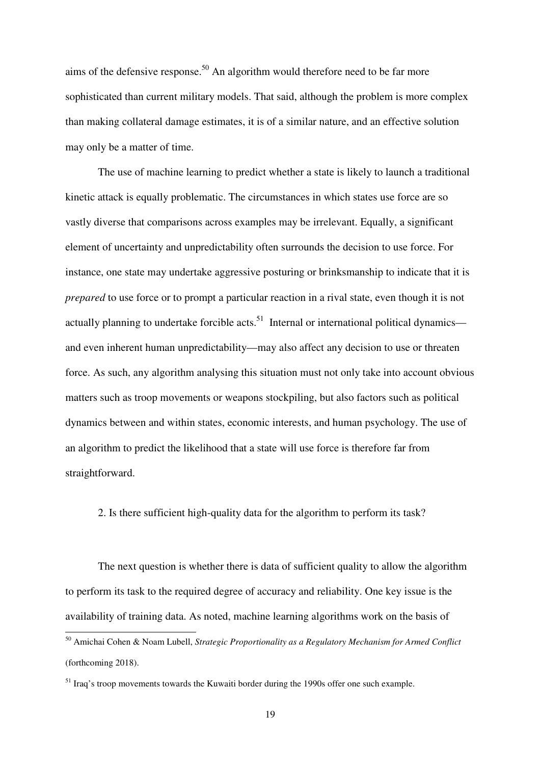aims of the defensive response.[50] An algorithm would therefore need to be far more sophisticated than current military models. That said, although the problem is more complex than making collateral damage estimates, it is of a similar nature, and an effective solution may only be a matter of time.

The use of machine learning to predict whether a state is likely to launch a traditional kinetic attack is equally problematic. The circumstances in which states use force are so vastly diverse that comparisons across examples may be irrelevant. Equally, a significant element of uncertainty and unpredictability often surrounds the decision to use force. For instance, one state may undertake aggressive posturing or brinksmanship to indicate that it is *prepared* to use force or to prompt a particular reaction in a rival state, even though it is not actually planning to undertake forcible acts.[51] Internal or international political dynamics—and even inherent human unpredictability—may also affect any decision to use or threaten force. As such, any algorithm analysing this situation must not only take into account obvious matters such as troop movements or weapons stockpiling, but also factors such as political dynamics between and within states, economic interests, and human psychology. The use of an algorithm to predict the likelihood that a state will use force is therefore far from straightforward.

2. Is there sufficient high-quality data for the algorithm to perform its task?

The next question is whether there is data of sufficient quality to allow the algorithm to perform its task to the required degree of accuracy and reliability. One key issue is the availability of training data. As noted, machine learning algorithms work on the basis of

[50] Amichai Cohen & Noam Lubell, *Strategic Proportionality as a Regulatory Mechanism for Armed Conflict* (forthcoming 2018).

[51] Iraq's troop movements towards the Kuwaiti border during the 1990s offer one such example.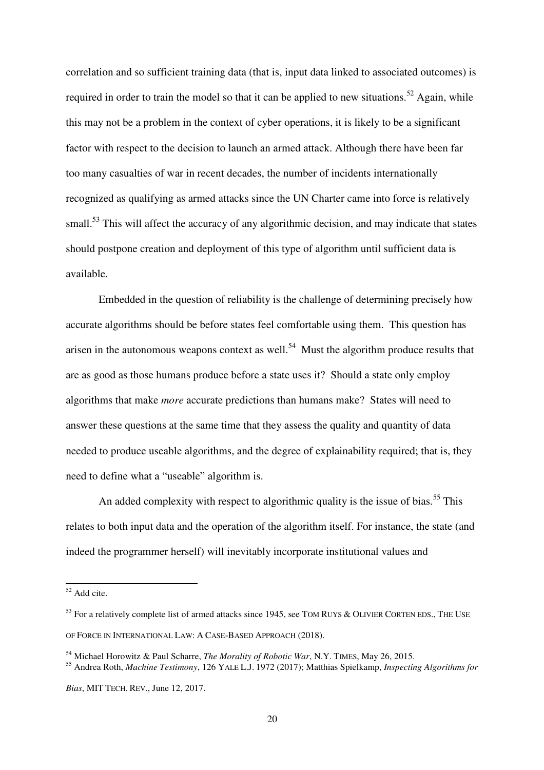correlation and so sufficient training data (that is, input data linked to associated outcomes) is required in order to train the model so that it can be applied to new situations.[52] Again, while this may not be a problem in the context of cyber operations, it is likely to be a significant factor with respect to the decision to launch an armed attack. Although there have been far too many casualties of war in recent decades, the number of incidents internationally recognized as qualifying as armed attacks since the UN Charter came into force is relatively small.[53] This will affect the accuracy of any algorithmic decision, and may indicate that states should postpone creation and deployment of this type of algorithm until sufficient data is available.

Embedded in the question of reliability is the challenge of determining precisely how accurate algorithms should be before states feel comfortable using them. This question has arisen in the autonomous weapons context as well.[54] Must the algorithm produce results that are as good as those humans produce before a state uses it? Should a state only employ algorithms that make *more* accurate predictions than humans make? States will need to answer these questions at the same time that they assess the quality and quantity of data needed to produce useable algorithms, and the degree of explainability required; that is, they need to define what a "useable" algorithm is.

An added complexity with respect to algorithmic quality is the issue of bias.[55] This relates to both input data and the operation of the algorithm itself. For instance, the state (and indeed the programmer herself) will inevitably incorporate institutional values and

---

[52] Add cite.

[53] For a relatively complete list of armed attacks since 1945, see TOM RUYS & OLIVIER CORTEN EDS., THE USE OF FORCE IN INTERNATIONAL LAW: A CASE-BASED APPROACH (2018).

[54] Michael Horowitz & Paul Scharre, *The Morality of Robotic War*, N.Y. TIMES, May 26, 2015.

[55] Andrea Roth, *Machine Testimony*, 126 YALE L.J. 1972 (2017); Matthias Spielkamp, *Inspecting Algorithms for Bias*, MIT TECH. REV., June 12, 2017.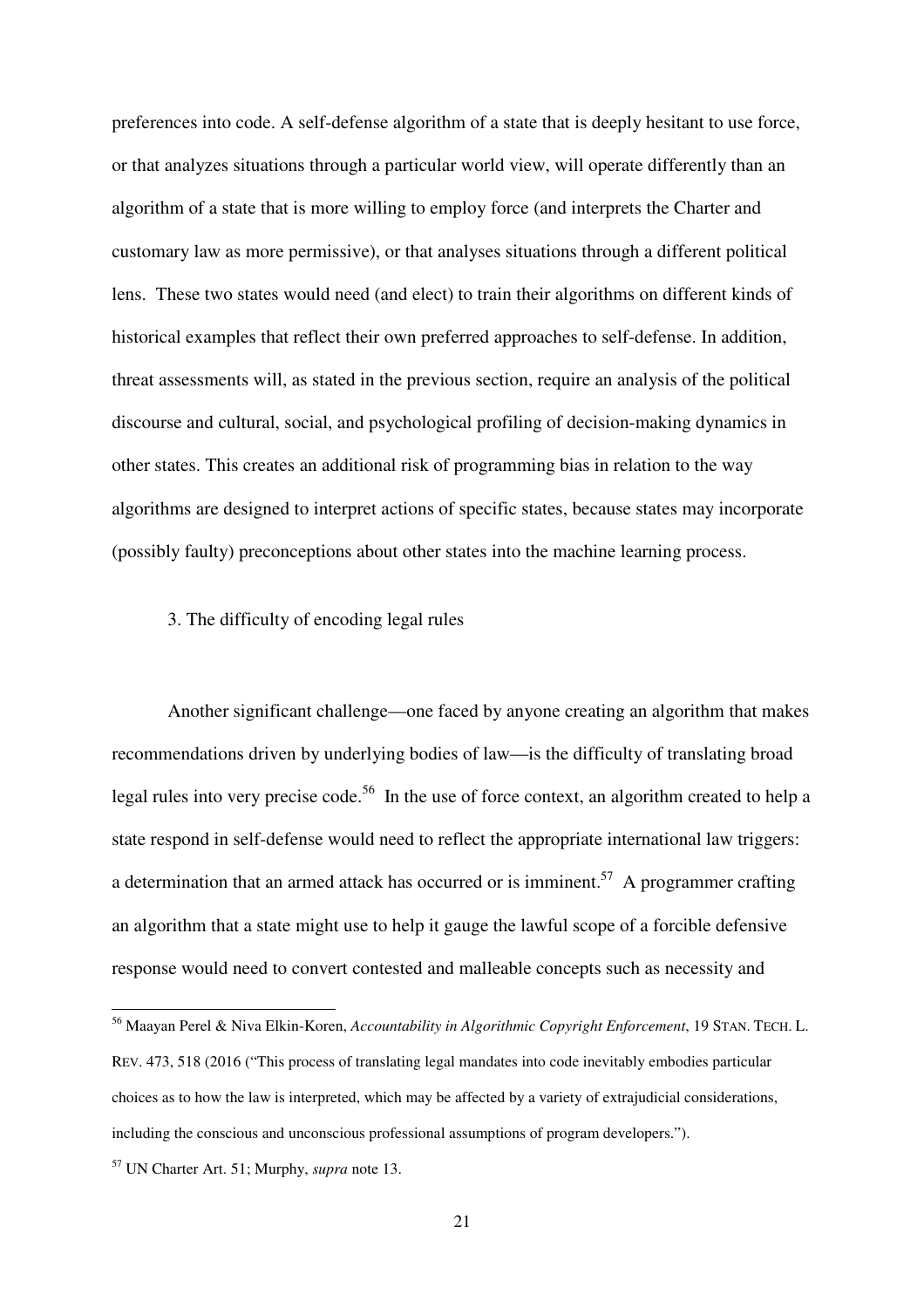preferences into code. A self-defense algorithm of a state that is deeply hesitant to use force, or that analyzes situations through a particular world view, will operate differently than an algorithm of a state that is more willing to employ force (and interprets the Charter and customary law as more permissive), or that analyses situations through a different political lens. These two states would need (and elect) to train their algorithms on different kinds of historical examples that reflect their own preferred approaches to self-defense. In addition, threat assessments will, as stated in the previous section, require an analysis of the political discourse and cultural, social, and psychological profiling of decision-making dynamics in other states. This creates an additional risk of programming bias in relation to the way algorithms are designed to interpret actions of specific states, because states may incorporate (possibly faulty) preconceptions about other states into the machine learning process.

### 3. The difficulty of encoding legal rules

Another significant challenge—one faced by anyone creating an algorithm that makes recommendations driven by underlying bodies of law—is the difficulty of translating broad legal rules into very precise code.[56] In the use of force context, an algorithm created to help a state respond in self-defense would need to reflect the appropriate international law triggers: a determination that an armed attack has occurred or is imminent.[57] A programmer crafting an algorithm that a state might use to help it gauge the lawful scope of a forcible defensive response would need to convert contested and malleable concepts such as necessity and

---

[56] Maayan Perel & Niva Elkin-Koren, *Accountability in Algorithmic Copyright Enforcement*, 19 STAN. TECH. L. REV. 473, 518 (2016 ("This process of translating legal mandates into code inevitably embodies particular choices as to how the law is interpreted, which may be affected by a variety of extrajudicial considerations, including the conscious and unconscious professional assumptions of program developers.").

[57] UN Charter Art. 51; Murphy, *supra* note 13.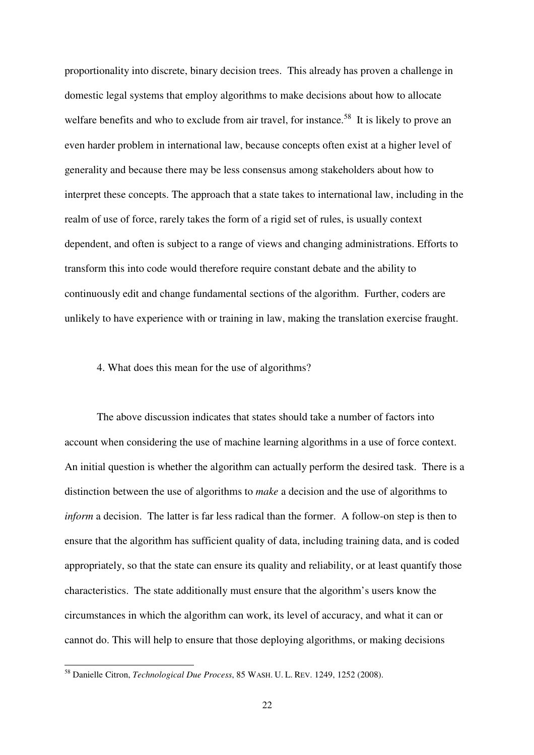proportionality into discrete, binary decision trees. This already has proven a challenge in domestic legal systems that employ algorithms to make decisions about how to allocate welfare benefits and who to exclude from air travel, for instance.[58] It is likely to prove an even harder problem in international law, because concepts often exist at a higher level of generality and because there may be less consensus among stakeholders about how to interpret these concepts. The approach that a state takes to international law, including in the realm of use of force, rarely takes the form of a rigid set of rules, is usually context dependent, and often is subject to a range of views and changing administrations. Efforts to transform this into code would therefore require constant debate and the ability to continuously edit and change fundamental sections of the algorithm. Further, coders are unlikely to have experience with or training in law, making the translation exercise fraught.

## 4. What does this mean for the use of algorithms?

The above discussion indicates that states should take a number of factors into account when considering the use of machine learning algorithms in a use of force context. An initial question is whether the algorithm can actually perform the desired task. There is a distinction between the use of algorithms to *make* a decision and the use of algorithms to *inform* a decision. The latter is far less radical than the former. A follow-on step is then to ensure that the algorithm has sufficient quality of data, including training data, and is coded appropriately, so that the state can ensure its quality and reliability, or at least quantify those characteristics. The state additionally must ensure that the algorithm's users know the circumstances in which the algorithm can work, its level of accuracy, and what it can or cannot do. This will help to ensure that those deploying algorithms, or making decisions

[58] Danielle Citron, *Technological Due Process*, 85 WASH. U. L. REV. 1249, 1252 (2008).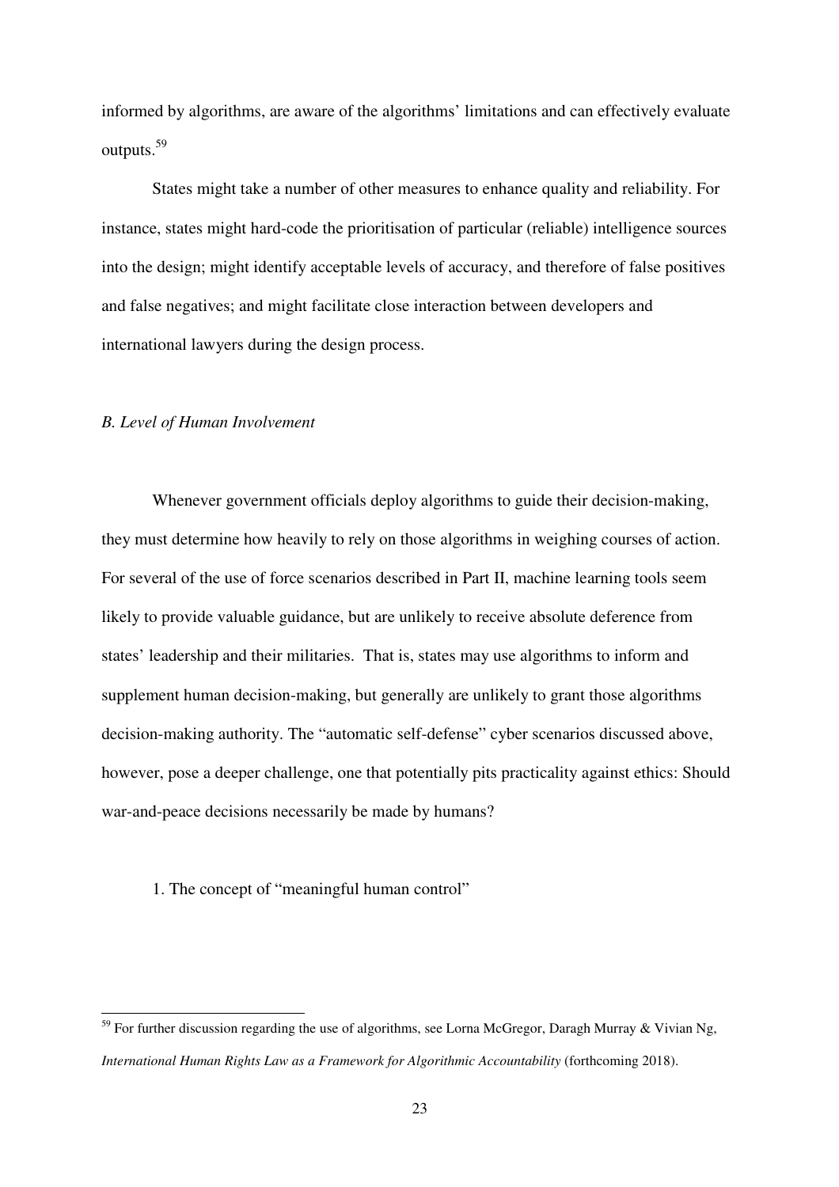informed by algorithms, are aware of the algorithms' limitations and can effectively evaluate outputs.[59]

States might take a number of other measures to enhance quality and reliability. For instance, states might hard-code the prioritisation of particular (reliable) intelligence sources into the design; might identify acceptable levels of accuracy, and therefore of false positives and false negatives; and might facilitate close interaction between developers and international lawyers during the design process.

### *B. Level of Human Involvement*

Whenever government officials deploy algorithms to guide their decision-making, they must determine how heavily to rely on those algorithms in weighing courses of action. For several of the use of force scenarios described in Part II, machine learning tools seem likely to provide valuable guidance, but are unlikely to receive absolute deference from states' leadership and their militaries. That is, states may use algorithms to inform and supplement human decision-making, but generally are unlikely to grant those algorithms decision-making authority. The "automatic self-defense" cyber scenarios discussed above, however, pose a deeper challenge, one that potentially pits practicality against ethics: Should war-and-peace decisions necessarily be made by humans?

#### 1. The concept of "meaningful human control"

---

[59] For further discussion regarding the use of algorithms, see Lorna McGregor, Daragh Murray & Vivian Ng, *International Human Rights Law as a Framework for Algorithmic Accountability* (forthcoming 2018).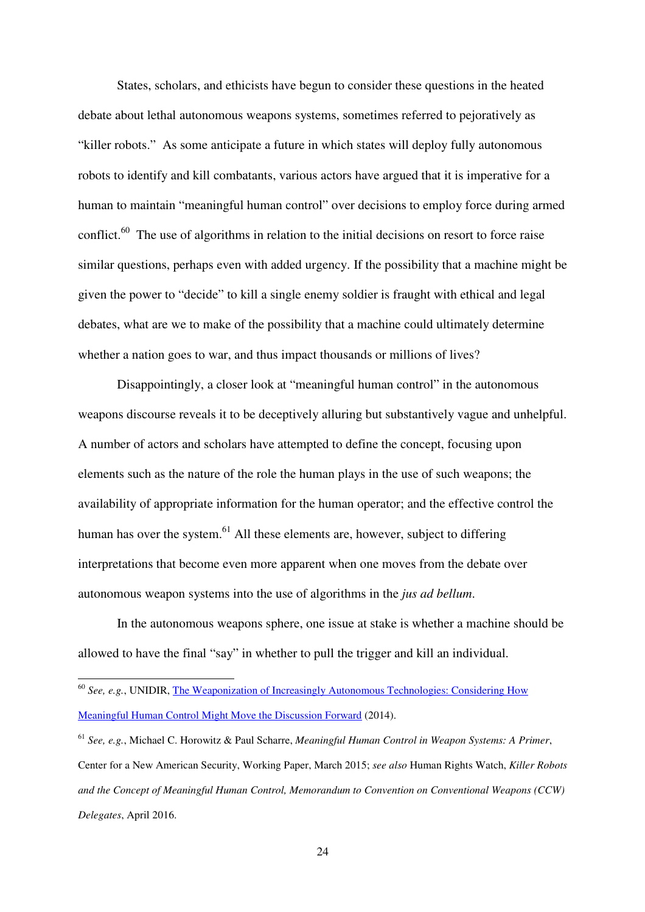States, scholars, and ethicists have begun to consider these questions in the heated debate about lethal autonomous weapons systems, sometimes referred to pejoratively as "killer robots." As some anticipate a future in which states will deploy fully autonomous robots to identify and kill combatants, various actors have argued that it is imperative for a human to maintain "meaningful human control" over decisions to employ force during armed conflict.[60] The use of algorithms in relation to the initial decisions on resort to force raise similar questions, perhaps even with added urgency. If the possibility that a machine might be given the power to "decide" to kill a single enemy soldier is fraught with ethical and legal debates, what are we to make of the possibility that a machine could ultimately determine whether a nation goes to war, and thus impact thousands or millions of lives?

Disappointingly, a closer look at "meaningful human control" in the autonomous weapons discourse reveals it to be deceptively alluring but substantively vague and unhelpful. A number of actors and scholars have attempted to define the concept, focusing upon elements such as the nature of the role the human plays in the use of such weapons; the availability of appropriate information for the human operator; and the effective control the human has over the system.[61] All these elements are, however, subject to differing interpretations that become even more apparent when one moves from the debate over autonomous weapon systems into the use of algorithms in the *jus ad bellum*.

In the autonomous weapons sphere, one issue at stake is whether a machine should be allowed to have the final "say" in whether to pull the trigger and kill an individual.

---

[60] *See, e.g.*, UNIDIR, The Weaponization of Increasingly Autonomous Technologies: Considering How Meaningful Human Control Might Move the Discussion Forward (2014).

[61] *See, e.g.*, Michael C. Horowitz & Paul Scharre, *Meaningful Human Control in Weapon Systems: A Primer*, Center for a New American Security, Working Paper, March 2015; *see also* Human Rights Watch, *Killer Robots and the Concept of Meaningful Human Control, Memorandum to Convention on Conventional Weapons (CCW) Delegates*, April 2016.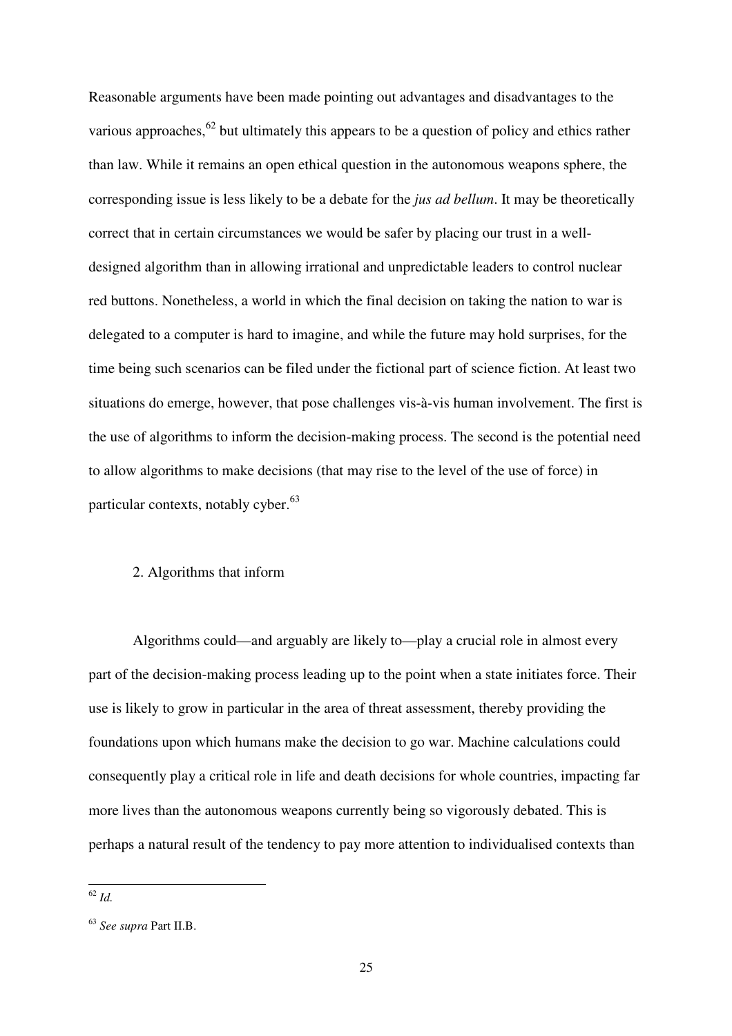Reasonable arguments have been made pointing out advantages and disadvantages to the various approaches,[62] but ultimately this appears to be a question of policy and ethics rather than law. While it remains an open ethical question in the autonomous weapons sphere, the corresponding issue is less likely to be a debate for the *jus ad bellum*. It may be theoretically correct that in certain circumstances we would be safer by placing our trust in a well-designed algorithm than in allowing irrational and unpredictable leaders to control nuclear red buttons. Nonetheless, a world in which the final decision on taking the nation to war is delegated to a computer is hard to imagine, and while the future may hold surprises, for the time being such scenarios can be filed under the fictional part of science fiction. At least two situations do emerge, however, that pose challenges vis-à-vis human involvement. The first is the use of algorithms to inform the decision-making process. The second is the potential need to allow algorithms to make decisions (that may rise to the level of the use of force) in particular contexts, notably cyber.[63]

### 2. Algorithms that inform

Algorithms could—and arguably are likely to—play a crucial role in almost every part of the decision-making process leading up to the point when a state initiates force. Their use is likely to grow in particular in the area of threat assessment, thereby providing the foundations upon which humans make the decision to go war. Machine calculations could consequently play a critical role in life and death decisions for whole countries, impacting far more lives than the autonomous weapons currently being so vigorously debated. This is perhaps a natural result of the tendency to pay more attention to individualised contexts than

---

[62] *Id.*

[63] *See supra* Part II.B.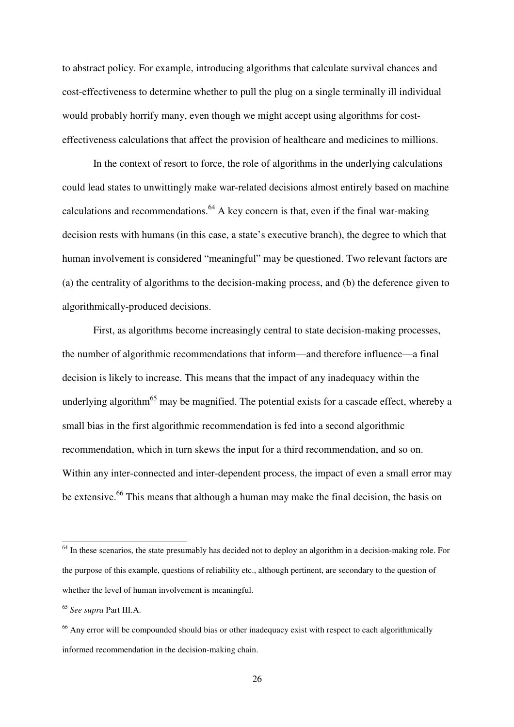to abstract policy. For example, introducing algorithms that calculate survival chances and cost-effectiveness to determine whether to pull the plug on a single terminally ill individual would probably horrify many, even though we might accept using algorithms for cost-effectiveness calculations that affect the provision of healthcare and medicines to millions.

In the context of resort to force, the role of algorithms in the underlying calculations could lead states to unwittingly make war-related decisions almost entirely based on machine calculations and recommendations.[64] A key concern is that, even if the final war-making decision rests with humans (in this case, a state's executive branch), the degree to which that human involvement is considered "meaningful" may be questioned. Two relevant factors are (a) the centrality of algorithms to the decision-making process, and (b) the deference given to algorithmically-produced decisions.

First, as algorithms become increasingly central to state decision-making processes, the number of algorithmic recommendations that inform—and therefore influence—a final decision is likely to increase. This means that the impact of any inadequacy within the underlying algorithm[65] may be magnified. The potential exists for a cascade effect, whereby a small bias in the first algorithmic recommendation is fed into a second algorithmic recommendation, which in turn skews the input for a third recommendation, and so on. Within any inter-connected and inter-dependent process, the impact of even a small error may be extensive.[66] This means that although a human may make the final decision, the basis on

---

[64] In these scenarios, the state presumably has decided not to deploy an algorithm in a decision-making role. For the purpose of this example, questions of reliability etc., although pertinent, are secondary to the question of whether the level of human involvement is meaningful.

[65] *See supra* Part III.A.

[66] Any error will be compounded should bias or other inadequacy exist with respect to each algorithmically informed recommendation in the decision-making chain.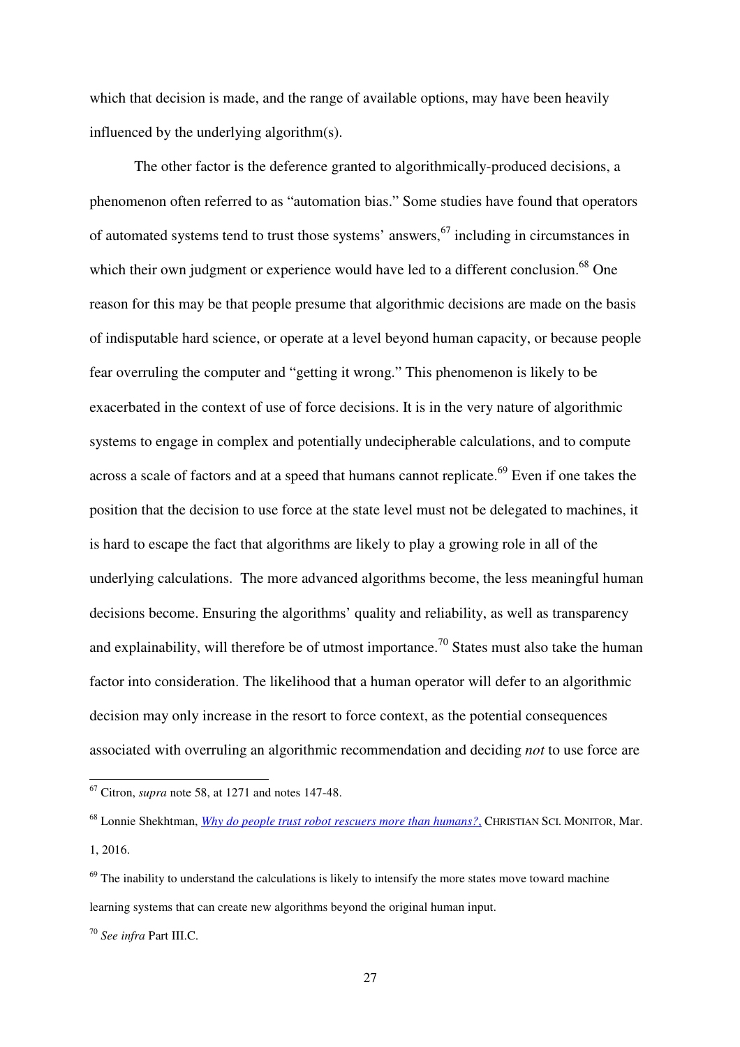which that decision is made, and the range of available options, may have been heavily influenced by the underlying algorithm(s).

The other factor is the deference granted to algorithmically-produced decisions, a phenomenon often referred to as "automation bias." Some studies have found that operators of automated systems tend to trust those systems' answers,[67] including in circumstances in which their own judgment or experience would have led to a different conclusion.[68] One reason for this may be that people presume that algorithmic decisions are made on the basis of indisputable hard science, or operate at a level beyond human capacity, or because people fear overruling the computer and "getting it wrong." This phenomenon is likely to be exacerbated in the context of use of force decisions. It is in the very nature of algorithmic systems to engage in complex and potentially undecipherable calculations, and to compute across a scale of factors and at a speed that humans cannot replicate.[69] Even if one takes the position that the decision to use force at the state level must not be delegated to machines, it is hard to escape the fact that algorithms are likely to play a growing role in all of the underlying calculations. The more advanced algorithms become, the less meaningful human decisions become. Ensuring the algorithms' quality and reliability, as well as transparency and explainability, will therefore be of utmost importance.[70] States must also take the human factor into consideration. The likelihood that a human operator will defer to an algorithmic decision may only increase in the resort to force context, as the potential consequences associated with overruling an algorithmic recommendation and deciding *not* to use force are

---

[67] Citron, *supra* note 58, at 1271 and notes 147-48.

[68] Lonnie Shekhtman, *Why do people trust robot rescuers more than humans?*, CHRISTIAN SCI. MONITOR, Mar. 1, 2016.

[69] The inability to understand the calculations is likely to intensify the more states move toward machine learning systems that can create new algorithms beyond the original human input.

[70] *See infra* Part III.C.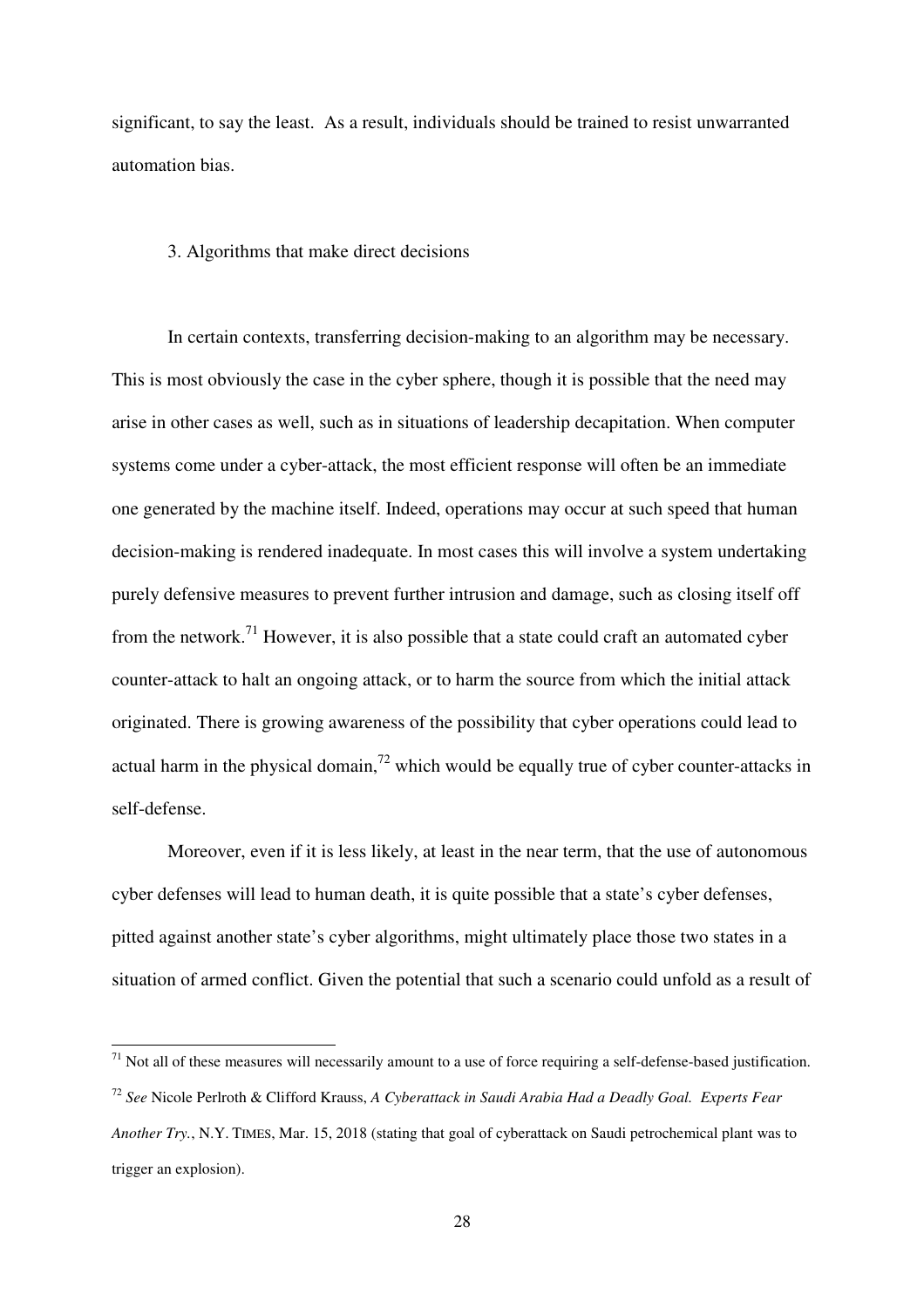significant, to say the least. As a result, individuals should be trained to resist unwarranted automation bias.

### 3. Algorithms that make direct decisions

In certain contexts, transferring decision-making to an algorithm may be necessary. This is most obviously the case in the cyber sphere, though it is possible that the need may arise in other cases as well, such as in situations of leadership decapitation. When computer systems come under a cyber-attack, the most efficient response will often be an immediate one generated by the machine itself. Indeed, operations may occur at such speed that human decision-making is rendered inadequate. In most cases this will involve a system undertaking purely defensive measures to prevent further intrusion and damage, such as closing itself off from the network.[71] However, it is also possible that a state could craft an automated cyber counter-attack to halt an ongoing attack, or to harm the source from which the initial attack originated. There is growing awareness of the possibility that cyber operations could lead to actual harm in the physical domain,[72] which would be equally true of cyber counter-attacks in self-defense.

Moreover, even if it is less likely, at least in the near term, that the use of autonomous cyber defenses will lead to human death, it is quite possible that a state's cyber defenses, pitted against another state's cyber algorithms, might ultimately place those two states in a situation of armed conflict. Given the potential that such a scenario could unfold as a result of

---

[71] Not all of these measures will necessarily amount to a use of force requiring a self-defense-based justification.

[72] *See* Nicole Perlroth & Clifford Krauss, *A Cyberattack in Saudi Arabia Had a Deadly Goal. Experts Fear Another Try.*, N.Y. TIMES, Mar. 15, 2018 (stating that goal of cyberattack on Saudi petrochemical plant was to trigger an explosion).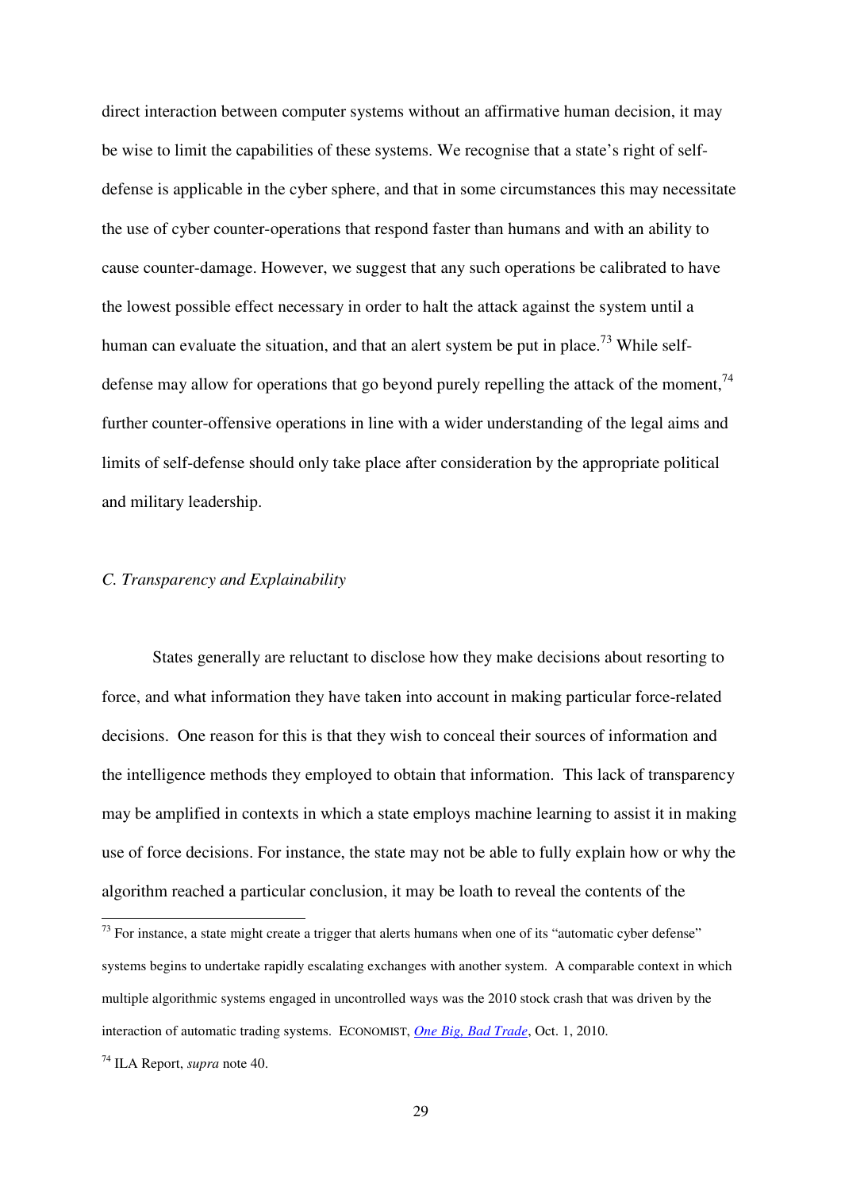direct interaction between computer systems without an affirmative human decision, it may be wise to limit the capabilities of these systems. We recognise that a state's right of self-defense is applicable in the cyber sphere, and that in some circumstances this may necessitate the use of cyber counter-operations that respond faster than humans and with an ability to cause counter-damage. However, we suggest that any such operations be calibrated to have the lowest possible effect necessary in order to halt the attack against the system until a human can evaluate the situation, and that an alert system be put in place.[73] While self-defense may allow for operations that go beyond purely repelling the attack of the moment,[74] further counter-offensive operations in line with a wider understanding of the legal aims and limits of self-defense should only take place after consideration by the appropriate political and military leadership.

### *C. Transparency and Explainability*

States generally are reluctant to disclose how they make decisions about resorting to force, and what information they have taken into account in making particular force-related decisions. One reason for this is that they wish to conceal their sources of information and the intelligence methods they employed to obtain that information. This lack of transparency may be amplified in contexts in which a state employs machine learning to assist it in making use of force decisions. For instance, the state may not be able to fully explain how or why the algorithm reached a particular conclusion, it may be loath to reveal the contents of the

---

[73] For instance, a state might create a trigger that alerts humans when one of its "automatic cyber defense" systems begins to undertake rapidly escalating exchanges with another system. A comparable context in which multiple algorithmic systems engaged in uncontrolled ways was the 2010 stock crash that was driven by the interaction of automatic trading systems. ECONOMIST, *One Big, Bad Trade*, Oct. 1, 2010.

[74] ILA Report, *supra* note 40.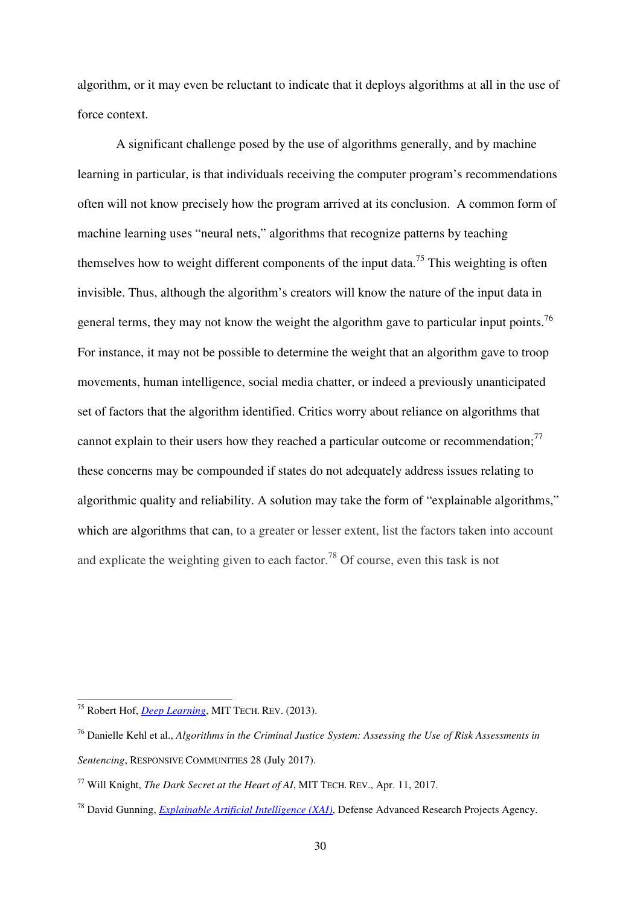algorithm, or it may even be reluctant to indicate that it deploys algorithms at all in the use of force context.

A significant challenge posed by the use of algorithms generally, and by machine learning in particular, is that individuals receiving the computer program's recommendations often will not know precisely how the program arrived at its conclusion. A common form of machine learning uses "neural nets," algorithms that recognize patterns by teaching themselves how to weight different components of the input data.[75] This weighting is often invisible. Thus, although the algorithm's creators will know the nature of the input data in general terms, they may not know the weight the algorithm gave to particular input points.[76] For instance, it may not be possible to determine the weight that an algorithm gave to troop movements, human intelligence, social media chatter, or indeed a previously unanticipated set of factors that the algorithm identified. Critics worry about reliance on algorithms that cannot explain to their users how they reached a particular outcome or recommendation;[77] these concerns may be compounded if states do not adequately address issues relating to algorithmic quality and reliability. A solution may take the form of "explainable algorithms," which are algorithms that can, to a greater or lesser extent, list the factors taken into account and explicate the weighting given to each factor.[78] Of course, even this task is not

---

[75] Robert Hof, *Deep Learning*, MIT TECH. REV. (2013).

[76] Danielle Kehl et al., *Algorithms in the Criminal Justice System: Assessing the Use of Risk Assessments in Sentencing*, RESPONSIVE COMMUNITIES 28 (July 2017).

[77] Will Knight, *The Dark Secret at the Heart of AI*, MIT TECH. REV., Apr. 11, 2017.

[78] David Gunning, *Explainable Artificial Intelligence (XAI)*, Defense Advanced Research Projects Agency.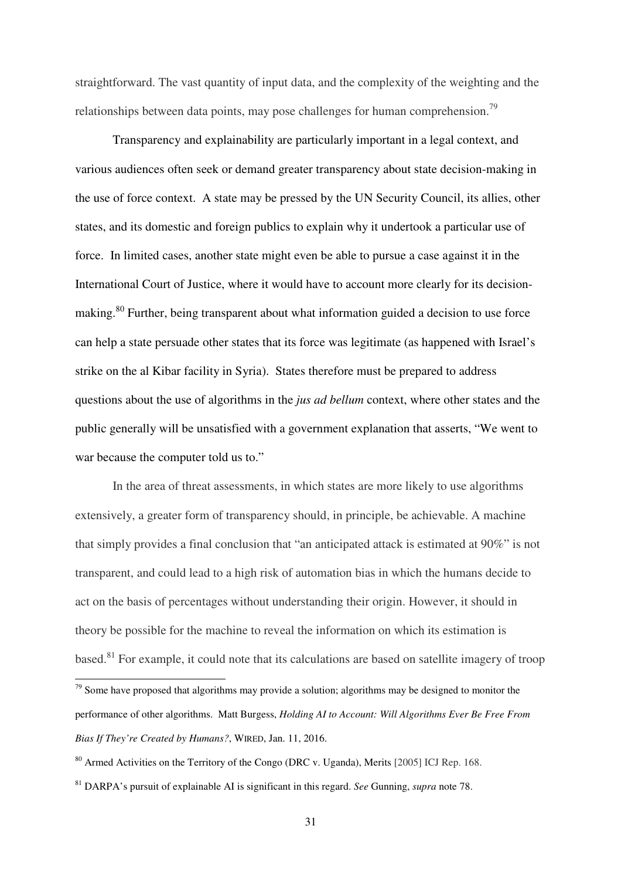straightforward. The vast quantity of input data, and the complexity of the weighting and the relationships between data points, may pose challenges for human comprehension.[79]

Transparency and explainability are particularly important in a legal context, and various audiences often seek or demand greater transparency about state decision-making in the use of force context. A state may be pressed by the UN Security Council, its allies, other states, and its domestic and foreign publics to explain why it undertook a particular use of force. In limited cases, another state might even be able to pursue a case against it in the International Court of Justice, where it would have to account more clearly for its decision-making.[80] Further, being transparent about what information guided a decision to use force can help a state persuade other states that its force was legitimate (as happened with Israel's strike on the al Kibar facility in Syria). States therefore must be prepared to address questions about the use of algorithms in the *jus ad bellum* context, where other states and the public generally will be unsatisfied with a government explanation that asserts, "We went to war because the computer told us to."

In the area of threat assessments, in which states are more likely to use algorithms extensively, a greater form of transparency should, in principle, be achievable. A machine that simply provides a final conclusion that "an anticipated attack is estimated at 90%" is not transparent, and could lead to a high risk of automation bias in which the humans decide to act on the basis of percentages without understanding their origin. However, it should in theory be possible for the machine to reveal the information on which its estimation is based.[81] For example, it could note that its calculations are based on satellite imagery of troop

---

[79] Some have proposed that algorithms may provide a solution; algorithms may be designed to monitor the performance of other algorithms. Matt Burgess, *Holding AI to Account: Will Algorithms Ever Be Free From Bias If They're Created by Humans?*, WIRED, Jan. 11, 2016.

[80] Armed Activities on the Territory of the Congo (DRC v. Uganda), Merits [2005] ICJ Rep. 168.

[81] DARPA's pursuit of explainable AI is significant in this regard. *See* Gunning, *supra* note 78.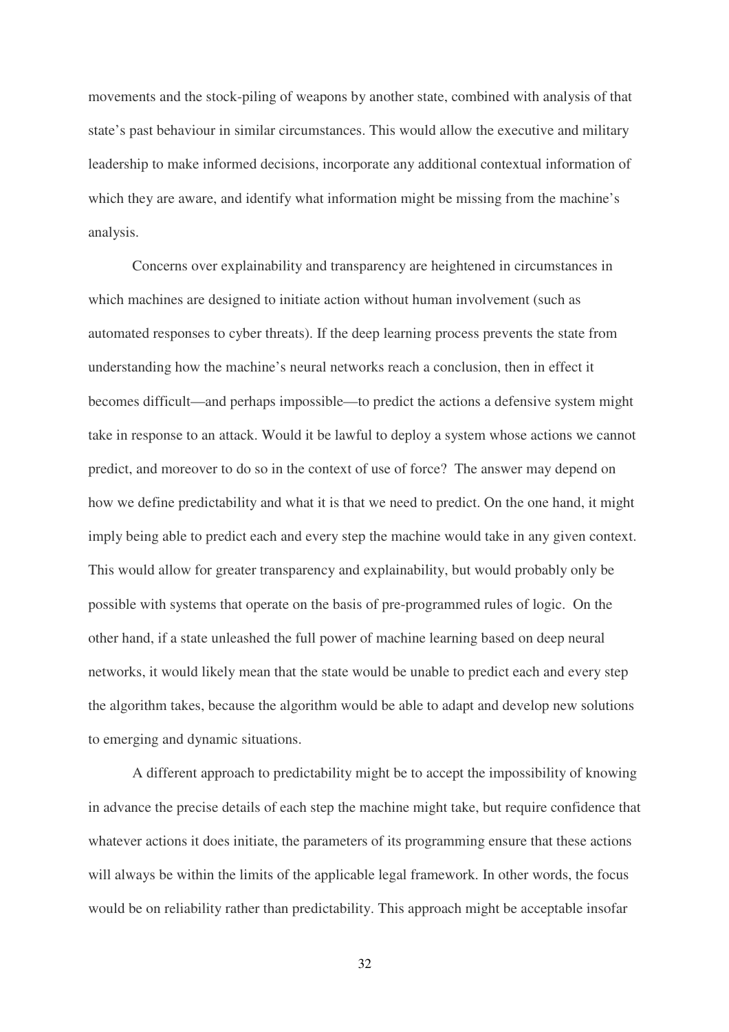movements and the stock-piling of weapons by another state, combined with analysis of that state's past behaviour in similar circumstances. This would allow the executive and military leadership to make informed decisions, incorporate any additional contextual information of which they are aware, and identify what information might be missing from the machine's analysis.

Concerns over explainability and transparency are heightened in circumstances in which machines are designed to initiate action without human involvement (such as automated responses to cyber threats). If the deep learning process prevents the state from understanding how the machine's neural networks reach a conclusion, then in effect it becomes difficult—and perhaps impossible—to predict the actions a defensive system might take in response to an attack. Would it be lawful to deploy a system whose actions we cannot predict, and moreover to do so in the context of use of force? The answer may depend on how we define predictability and what it is that we need to predict. On the one hand, it might imply being able to predict each and every step the machine would take in any given context. This would allow for greater transparency and explainability, but would probably only be possible with systems that operate on the basis of pre-programmed rules of logic. On the other hand, if a state unleashed the full power of machine learning based on deep neural networks, it would likely mean that the state would be unable to predict each and every step the algorithm takes, because the algorithm would be able to adapt and develop new solutions to emerging and dynamic situations.

A different approach to predictability might be to accept the impossibility of knowing in advance the precise details of each step the machine might take, but require confidence that whatever actions it does initiate, the parameters of its programming ensure that these actions will always be within the limits of the applicable legal framework. In other words, the focus would be on reliability rather than predictability. This approach might be acceptable insofar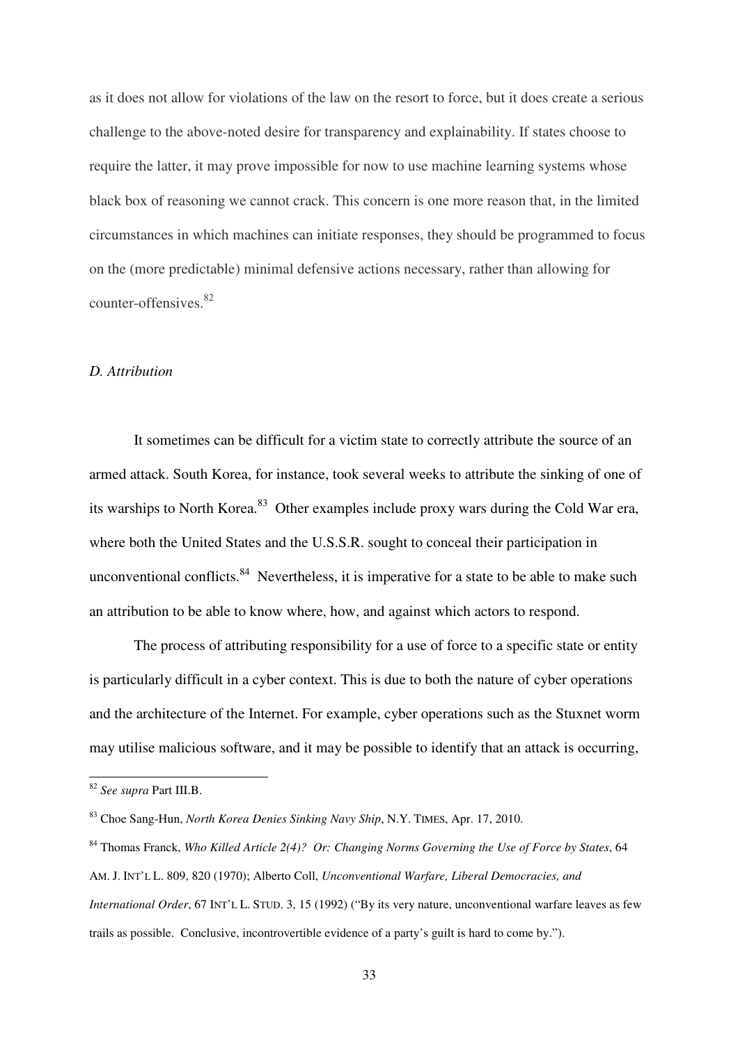as it does not allow for violations of the law on the resort to force, but it does create a serious challenge to the above-noted desire for transparency and explainability. If states choose to require the latter, it may prove impossible for now to use machine learning systems whose black box of reasoning we cannot crack. This concern is one more reason that, in the limited circumstances in which machines can initiate responses, they should be programmed to focus on the (more predictable) minimal defensive actions necessary, rather than allowing for counter-offensives.[82]

### *D. Attribution*

It sometimes can be difficult for a victim state to correctly attribute the source of an armed attack. South Korea, for instance, took several weeks to attribute the sinking of one of its warships to North Korea.[83] Other examples include proxy wars during the Cold War era, where both the United States and the U.S.S.R. sought to conceal their participation in unconventional conflicts.[84] Nevertheless, it is imperative for a state to be able to make such an attribution to be able to know where, how, and against which actors to respond.

The process of attributing responsibility for a use of force to a specific state or entity is particularly difficult in a cyber context. This is due to both the nature of cyber operations and the architecture of the Internet. For example, cyber operations such as the Stuxnet worm may utilise malicious software, and it may be possible to identify that an attack is occurring,

---

[82] *See supra* Part III.B.

[83] Choe Sang-Hun, *North Korea Denies Sinking Navy Ship*, N.Y. TIMES, Apr. 17, 2010.

[84] Thomas Franck, *Who Killed Article 2(4)? Or: Changing Norms Governing the Use of Force by States*, 64 AM. J. INT'L L. 809, 820 (1970); Alberto Coll, *Unconventional Warfare, Liberal Democracies, and International Order*, 67 INT'L L. STUD. 3, 15 (1992) ("By its very nature, unconventional warfare leaves as few trails as possible. Conclusive, incontrovertible evidence of a party's guilt is hard to come by.").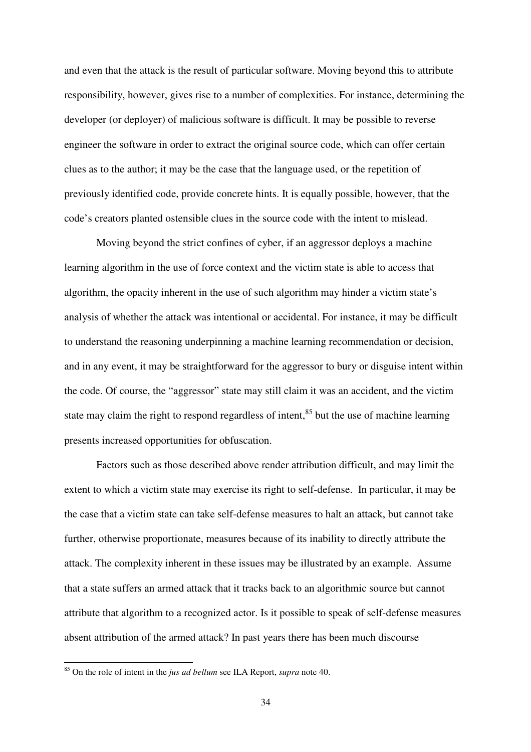and even that the attack is the result of particular software. Moving beyond this to attribute responsibility, however, gives rise to a number of complexities. For instance, determining the developer (or deployer) of malicious software is difficult. It may be possible to reverse engineer the software in order to extract the original source code, which can offer certain clues as to the author; it may be the case that the language used, or the repetition of previously identified code, provide concrete hints. It is equally possible, however, that the code's creators planted ostensible clues in the source code with the intent to mislead.

Moving beyond the strict confines of cyber, if an aggressor deploys a machine learning algorithm in the use of force context and the victim state is able to access that algorithm, the opacity inherent in the use of such algorithm may hinder a victim state's analysis of whether the attack was intentional or accidental. For instance, it may be difficult to understand the reasoning underpinning a machine learning recommendation or decision, and in any event, it may be straightforward for the aggressor to bury or disguise intent within the code. Of course, the "aggressor" state may still claim it was an accident, and the victim state may claim the right to respond regardless of intent,[85] but the use of machine learning presents increased opportunities for obfuscation.

Factors such as those described above render attribution difficult, and may limit the extent to which a victim state may exercise its right to self-defense. In particular, it may be the case that a victim state can take self-defense measures to halt an attack, but cannot take further, otherwise proportionate, measures because of its inability to directly attribute the attack. The complexity inherent in these issues may be illustrated by an example. Assume that a state suffers an armed attack that it tracks back to an algorithmic source but cannot attribute that algorithm to a recognized actor. Is it possible to speak of self-defense measures absent attribution of the armed attack? In past years there has been much discourse

[85] On the role of intent in the *jus ad bellum* see ILA Report, *supra* note 40.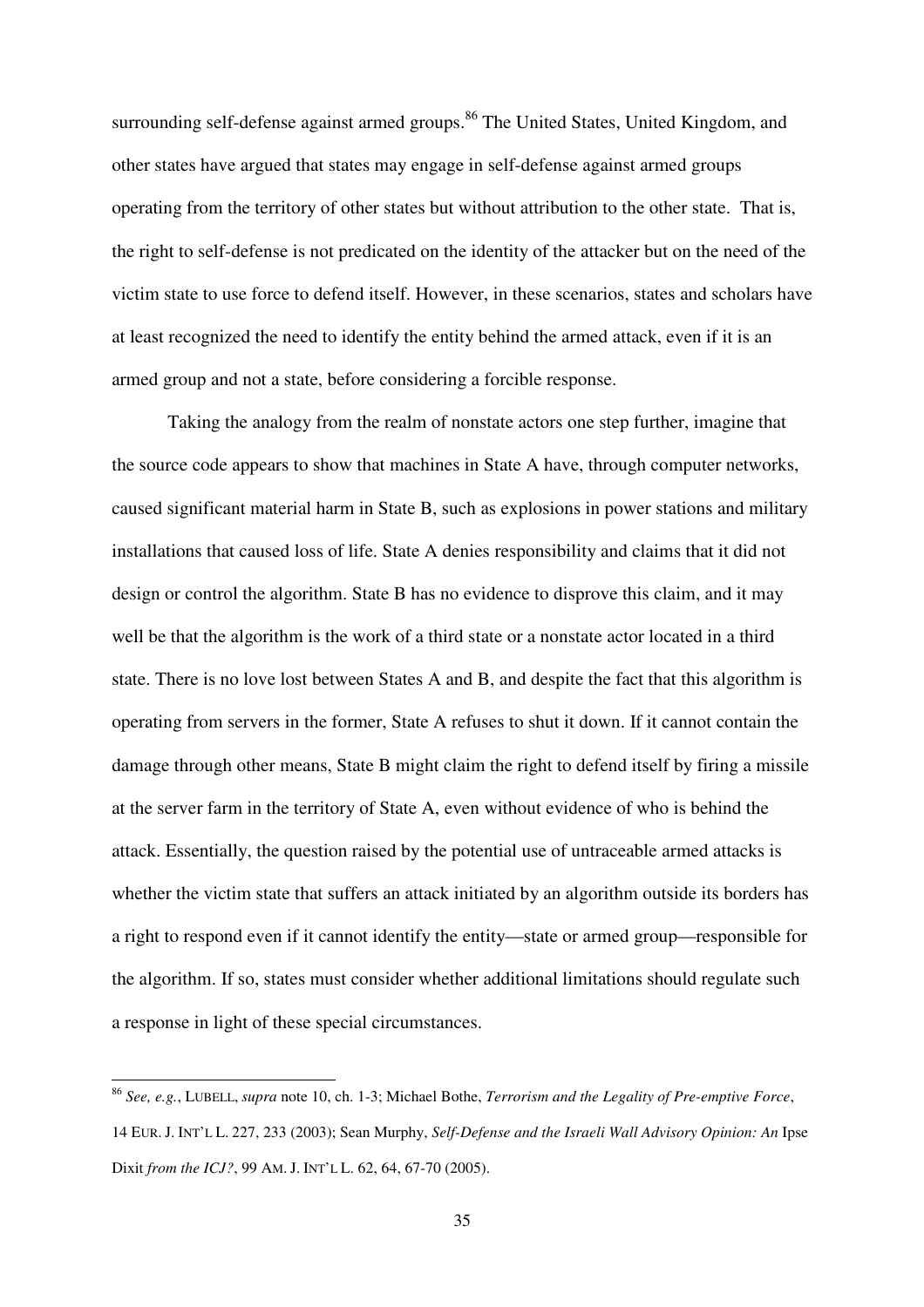surrounding self-defense against armed groups.[86] The United States, United Kingdom, and other states have argued that states may engage in self-defense against armed groups operating from the territory of other states but without attribution to the other state. That is, the right to self-defense is not predicated on the identity of the attacker but on the need of the victim state to use force to defend itself. However, in these scenarios, states and scholars have at least recognized the need to identify the entity behind the armed attack, even if it is an armed group and not a state, before considering a forcible response.

Taking the analogy from the realm of nonstate actors one step further, imagine that the source code appears to show that machines in State A have, through computer networks, caused significant material harm in State B, such as explosions in power stations and military installations that caused loss of life. State A denies responsibility and claims that it did not design or control the algorithm. State B has no evidence to disprove this claim, and it may well be that the algorithm is the work of a third state or a nonstate actor located in a third state. There is no love lost between States A and B, and despite the fact that this algorithm is operating from servers in the former, State A refuses to shut it down. If it cannot contain the damage through other means, State B might claim the right to defend itself by firing a missile at the server farm in the territory of State A, even without evidence of who is behind the attack. Essentially, the question raised by the potential use of untraceable armed attacks is whether the victim state that suffers an attack initiated by an algorithm outside its borders has a right to respond even if it cannot identify the entity—state or armed group—responsible for the algorithm. If so, states must consider whether additional limitations should regulate such a response in light of these special circumstances.

---

[86] *See, e.g.*, LUBELL, *supra* note 10, ch. 1-3; Michael Bothe, *Terrorism and the Legality of Pre-emptive Force*, 14 EUR. J. INT'L L. 227, 233 (2003); Sean Murphy, *Self-Defense and the Israeli Wall Advisory Opinion: An* Ipse Dixit *from the ICJ?*, 99 AM. J. INT'L L. 62, 64, 67-70 (2005).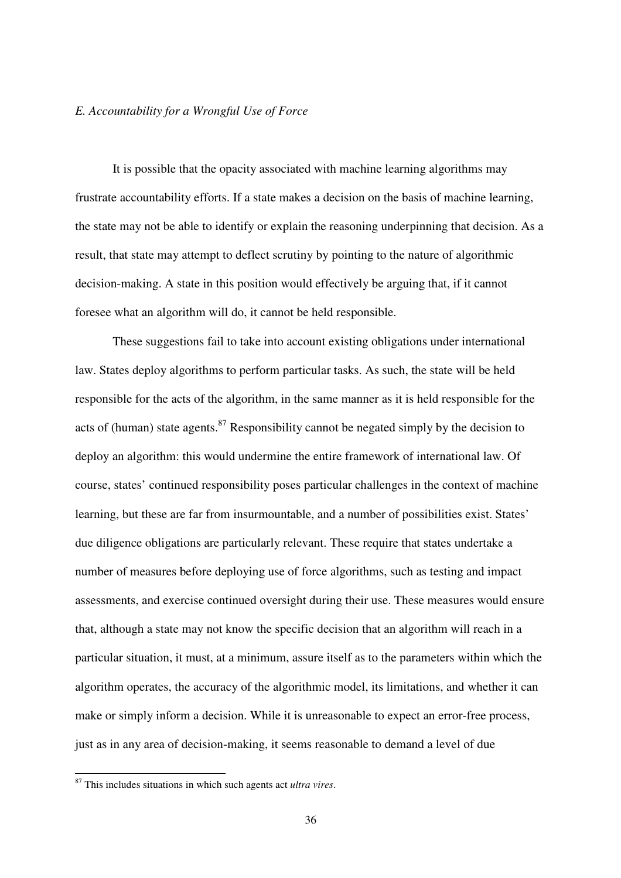*E. Accountability for a Wrongful Use of Force*

It is possible that the opacity associated with machine learning algorithms may frustrate accountability efforts. If a state makes a decision on the basis of machine learning, the state may not be able to identify or explain the reasoning underpinning that decision. As a result, that state may attempt to deflect scrutiny by pointing to the nature of algorithmic decision-making. A state in this position would effectively be arguing that, if it cannot foresee what an algorithm will do, it cannot be held responsible.

These suggestions fail to take into account existing obligations under international law. States deploy algorithms to perform particular tasks. As such, the state will be held responsible for the acts of the algorithm, in the same manner as it is held responsible for the acts of (human) state agents.[87] Responsibility cannot be negated simply by the decision to deploy an algorithm: this would undermine the entire framework of international law. Of course, states' continued responsibility poses particular challenges in the context of machine learning, but these are far from insurmountable, and a number of possibilities exist. States' due diligence obligations are particularly relevant. These require that states undertake a number of measures before deploying use of force algorithms, such as testing and impact assessments, and exercise continued oversight during their use. These measures would ensure that, although a state may not know the specific decision that an algorithm will reach in a particular situation, it must, at a minimum, assure itself as to the parameters within which the algorithm operates, the accuracy of the algorithmic model, its limitations, and whether it can make or simply inform a decision. While it is unreasonable to expect an error-free process, just as in any area of decision-making, it seems reasonable to demand a level of due

[87] This includes situations in which such agents act *ultra vires*.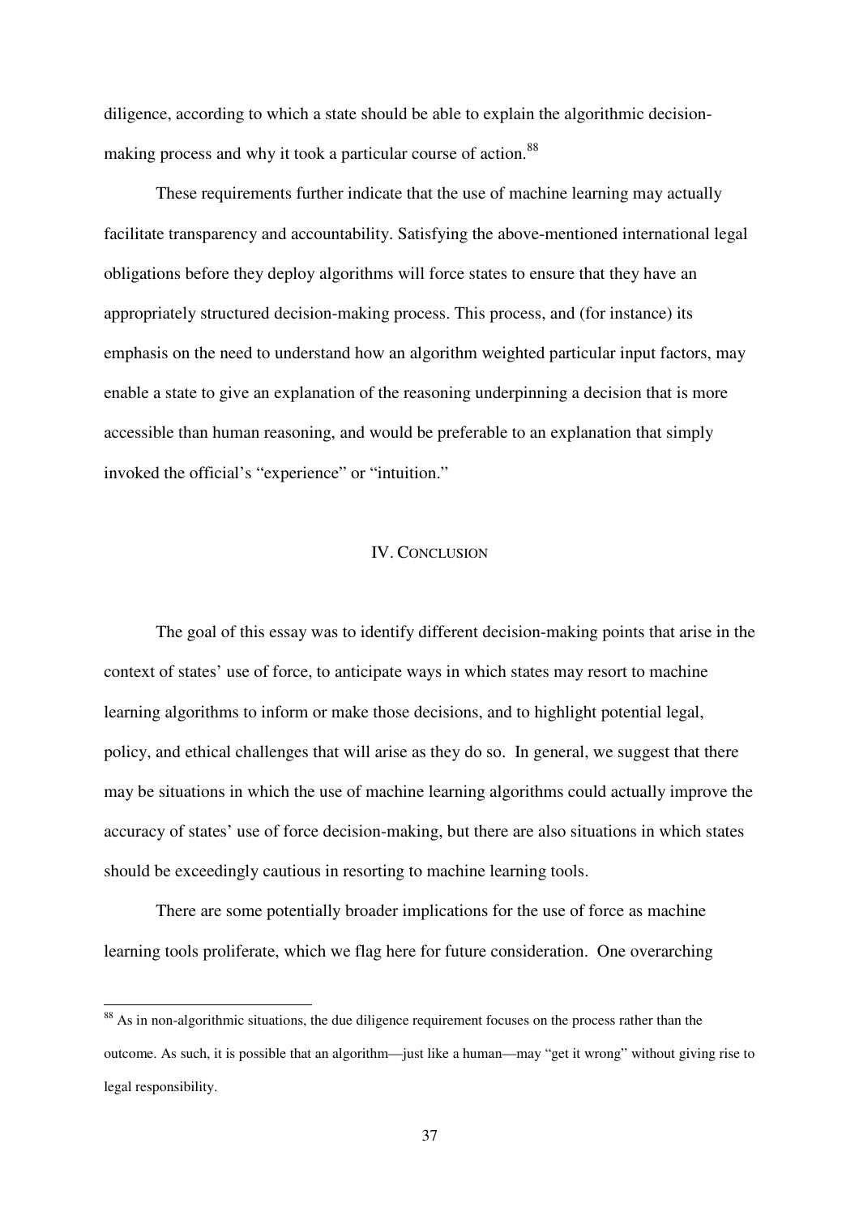diligence, according to which a state should be able to explain the algorithmic decision-making process and why it took a particular course of action.[88]

These requirements further indicate that the use of machine learning may actually facilitate transparency and accountability. Satisfying the above-mentioned international legal obligations before they deploy algorithms will force states to ensure that they have an appropriately structured decision-making process. This process, and (for instance) its emphasis on the need to understand how an algorithm weighted particular input factors, may enable a state to give an explanation of the reasoning underpinning a decision that is more accessible than human reasoning, and would be preferable to an explanation that simply invoked the official's "experience" or "intuition."

## IV. CONCLUSION

The goal of this essay was to identify different decision-making points that arise in the context of states' use of force, to anticipate ways in which states may resort to machine learning algorithms to inform or make those decisions, and to highlight potential legal, policy, and ethical challenges that will arise as they do so. In general, we suggest that there may be situations in which the use of machine learning algorithms could actually improve the accuracy of states' use of force decision-making, but there are also situations in which states should be exceedingly cautious in resorting to machine learning tools.

There are some potentially broader implications for the use of force as machine learning tools proliferate, which we flag here for future consideration. One overarching

---

[88] As in non-algorithmic situations, the due diligence requirement focuses on the process rather than the outcome. As such, it is possible that an algorithm—just like a human—may "get it wrong" without giving rise to legal responsibility.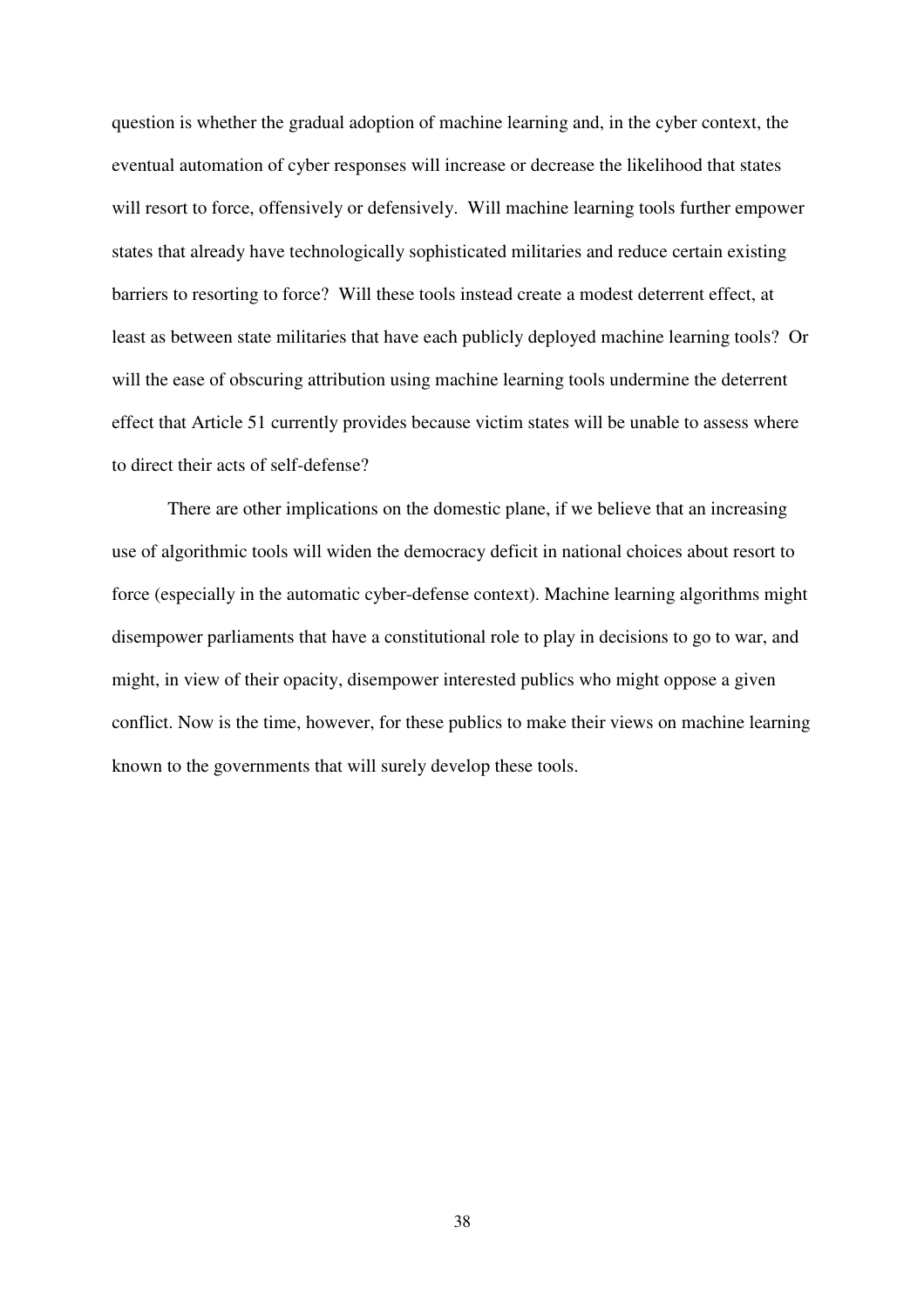question is whether the gradual adoption of machine learning and, in the cyber context, the eventual automation of cyber responses will increase or decrease the likelihood that states will resort to force, offensively or defensively. Will machine learning tools further empower states that already have technologically sophisticated militaries and reduce certain existing barriers to resorting to force? Will these tools instead create a modest deterrent effect, at least as between state militaries that have each publicly deployed machine learning tools? Or will the ease of obscuring attribution using machine learning tools undermine the deterrent effect that Article 51 currently provides because victim states will be unable to assess where to direct their acts of self-defense?

There are other implications on the domestic plane, if we believe that an increasing use of algorithmic tools will widen the democracy deficit in national choices about resort to force (especially in the automatic cyber-defense context). Machine learning algorithms might disempower parliaments that have a constitutional role to play in decisions to go to war, and might, in view of their opacity, disempower interested publics who might oppose a given conflict. Now is the time, however, for these publics to make their views on machine learning known to the governments that will surely develop these tools.